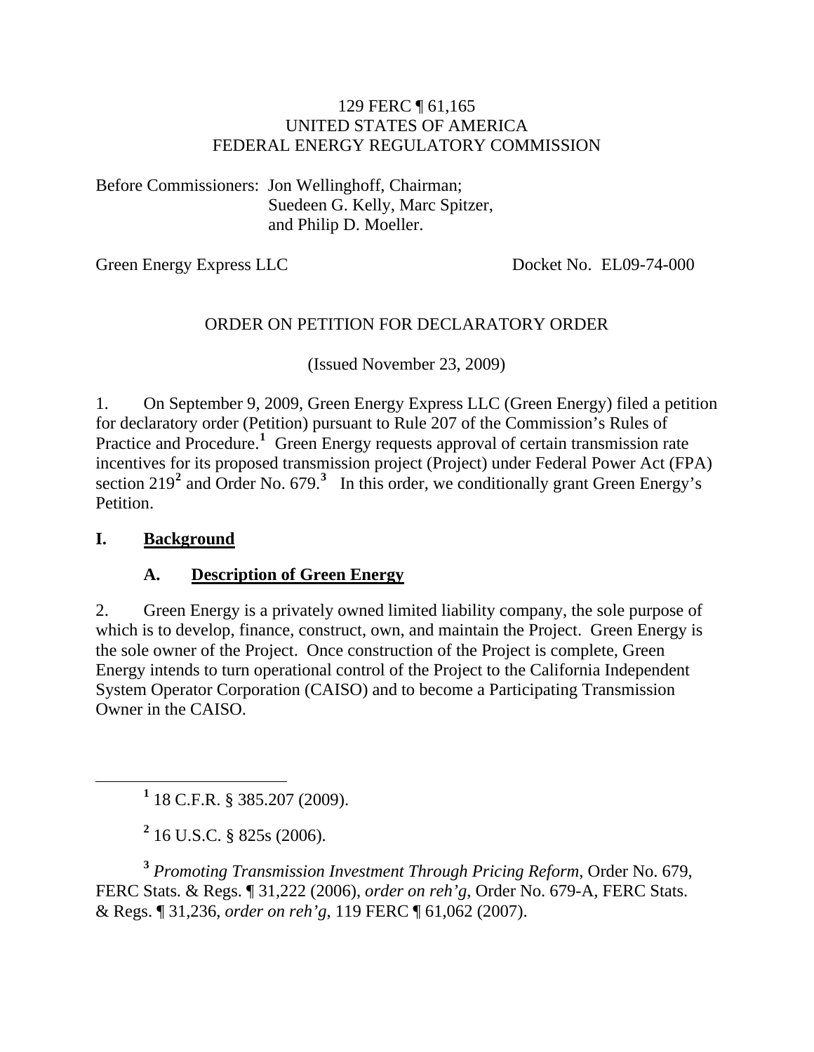129 FERC ¶ 61,165
UNITED STATES OF AMERICA
FEDERAL ENERGY REGULATORY COMMISSION

Before Commissioners: Jon Wellinghoff, Chairman;
Suedeen G. Kelly, Marc Spitzer,
and Philip D. Moeller.

Green Energy Express LLC Docket No. EL09-74-000

ORDER ON PETITION FOR DECLARATORY ORDER

(Issued November 23, 2009)

1. On September 9, 2009, Green Energy Express LLC (Green Energy) filed a petition for declaratory order (Petition) pursuant to Rule 207 of the Commission's Rules of Practice and Procedure.[1] Green Energy requests approval of certain transmission rate incentives for its proposed transmission project (Project) under Federal Power Act (FPA) section 219[2] and Order No. 679.[3] In this order, we conditionally grant Green Energy's Petition.

## I. Background

### A. Description of Green Energy

2. Green Energy is a privately owned limited liability company, the sole purpose of which is to develop, finance, construct, own, and maintain the Project. Green Energy is the sole owner of the Project. Once construction of the Project is complete, Green Energy intends to turn operational control of the Project to the California Independent System Operator Corporation (CAISO) and to become a Participating Transmission Owner in the CAISO.

[1] 18 C.F.R. § 385.207 (2009).

[2] 16 U.S.C. § 825s (2006).

[3] *Promoting Transmission Investment Through Pricing Reform*, Order No. 679, FERC Stats. & Regs. ¶ 31,222 (2006), *order on reh'g*, Order No. 679-A, FERC Stats. & Regs. ¶ 31,236, *order on reh'g*, 119 FERC ¶ 61,062 (2007).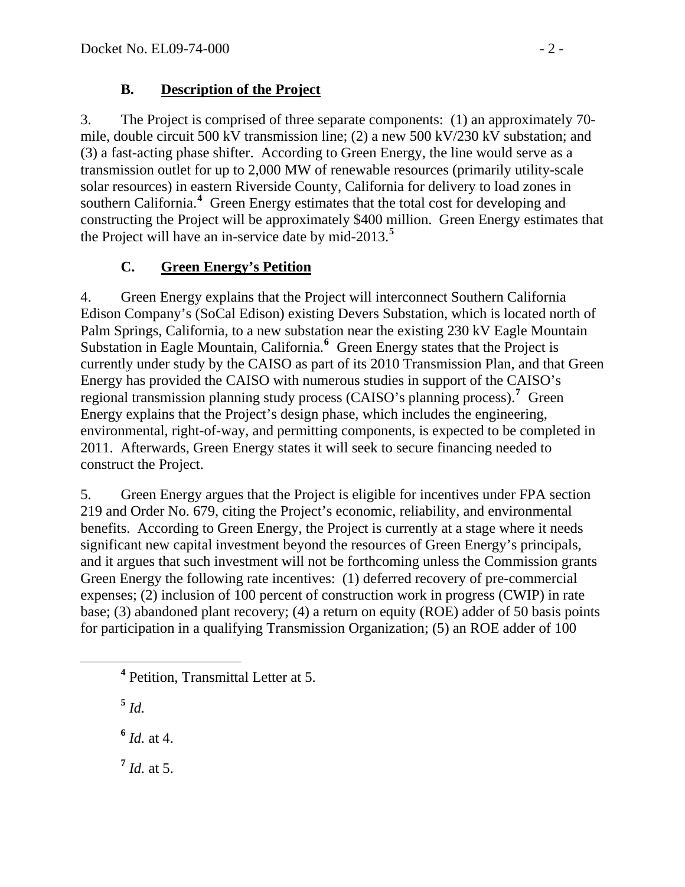### B. Description of the Project

3. The Project is comprised of three separate components: (1) an approximately 70-mile, double circuit 500 kV transmission line; (2) a new 500 kV/230 kV substation; and (3) a fast-acting phase shifter. According to Green Energy, the line would serve as a transmission outlet for up to 2,000 MW of renewable resources (primarily utility-scale solar resources) in eastern Riverside County, California for delivery to load zones in southern California.[4] Green Energy estimates that the total cost for developing and constructing the Project will be approximately $400 million. Green Energy estimates that the Project will have an in-service date by mid-2013.[5]

### C. Green Energy's Petition

4. Green Energy explains that the Project will interconnect Southern California Edison Company's (SoCal Edison) existing Devers Substation, which is located north of Palm Springs, California, to a new substation near the existing 230 kV Eagle Mountain Substation in Eagle Mountain, California.[6] Green Energy states that the Project is currently under study by the CAISO as part of its 2010 Transmission Plan, and that Green Energy has provided the CAISO with numerous studies in support of the CAISO's regional transmission planning study process (CAISO's planning process).[7] Green Energy explains that the Project's design phase, which includes the engineering, environmental, right-of-way, and permitting components, is expected to be completed in 2011. Afterwards, Green Energy states it will seek to secure financing needed to construct the Project.

5. Green Energy argues that the Project is eligible for incentives under FPA section 219 and Order No. 679, citing the Project's economic, reliability, and environmental benefits. According to Green Energy, the Project is currently at a stage where it needs significant new capital investment beyond the resources of Green Energy's principals, and it argues that such investment will not be forthcoming unless the Commission grants Green Energy the following rate incentives: (1) deferred recovery of pre-commercial expenses; (2) inclusion of 100 percent of construction work in progress (CWIP) in rate base; (3) abandoned plant recovery; (4) a return on equity (ROE) adder of 50 basis points for participation in a qualifying Transmission Organization; (5) an ROE adder of 100

---

[4] Petition, Transmittal Letter at 5.

[5] *Id.*

[6] *Id.* at 4.

[7] *Id.* at 5.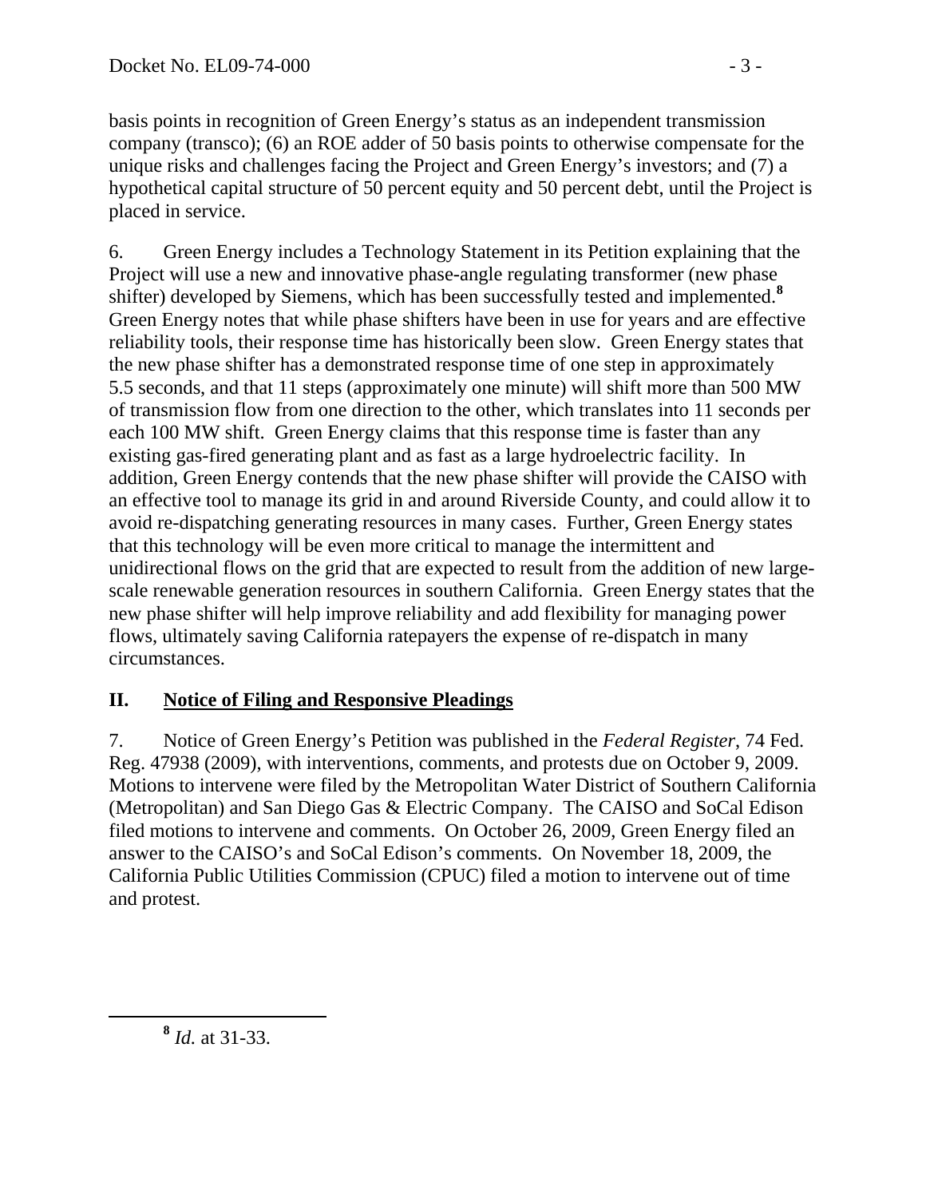basis points in recognition of Green Energy's status as an independent transmission company (transco); (6) an ROE adder of 50 basis points to otherwise compensate for the unique risks and challenges facing the Project and Green Energy's investors; and (7) a hypothetical capital structure of 50 percent equity and 50 percent debt, until the Project is placed in service.

6. Green Energy includes a Technology Statement in its Petition explaining that the Project will use a new and innovative phase-angle regulating transformer (new phase shifter) developed by Siemens, which has been successfully tested and implemented.[8] Green Energy notes that while phase shifters have been in use for years and are effective reliability tools, their response time has historically been slow. Green Energy states that the new phase shifter has a demonstrated response time of one step in approximately 5.5 seconds, and that 11 steps (approximately one minute) will shift more than 500 MW of transmission flow from one direction to the other, which translates into 11 seconds per each 100 MW shift. Green Energy claims that this response time is faster than any existing gas-fired generating plant and as fast as a large hydroelectric facility. In addition, Green Energy contends that the new phase shifter will provide the CAISO with an effective tool to manage its grid in and around Riverside County, and could allow it to avoid re-dispatching generating resources in many cases. Further, Green Energy states that this technology will be even more critical to manage the intermittent and unidirectional flows on the grid that are expected to result from the addition of new large-scale renewable generation resources in southern California. Green Energy states that the new phase shifter will help improve reliability and add flexibility for managing power flows, ultimately saving California ratepayers the expense of re-dispatch in many circumstances.

## II. Notice of Filing and Responsive Pleadings

7. Notice of Green Energy's Petition was published in the *Federal Register*, 74 Fed. Reg. 47938 (2009), with interventions, comments, and protests due on October 9, 2009. Motions to intervene were filed by the Metropolitan Water District of Southern California (Metropolitan) and San Diego Gas & Electric Company. The CAISO and SoCal Edison filed motions to intervene and comments. On October 26, 2009, Green Energy filed an answer to the CAISO's and SoCal Edison's comments. On November 18, 2009, the California Public Utilities Commission (CPUC) filed a motion to intervene out of time and protest.

---

[8] *Id.* at 31-33.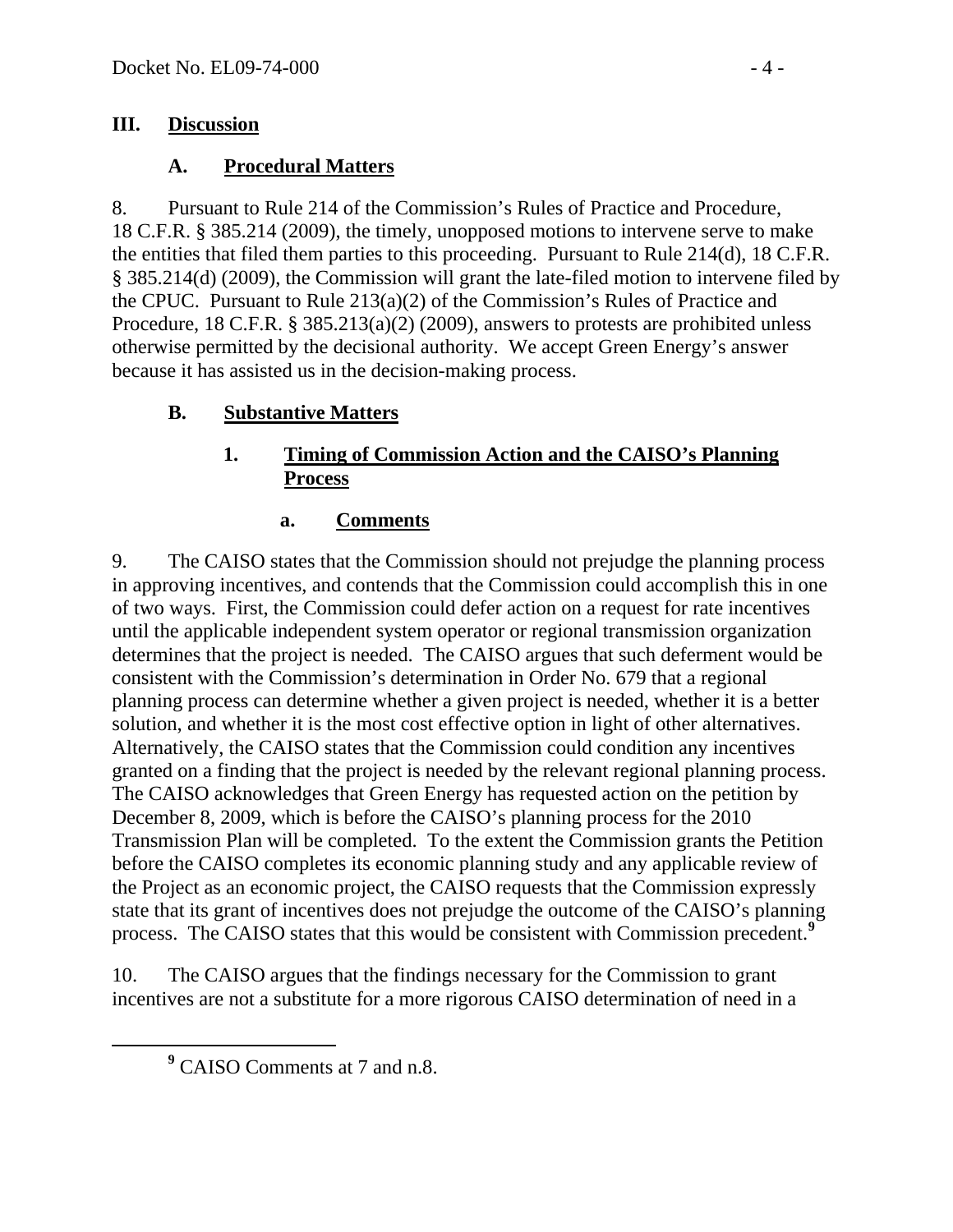## III. Discussion

### A. Procedural Matters

8. Pursuant to Rule 214 of the Commission's Rules of Practice and Procedure, 18 C.F.R. § 385.214 (2009), the timely, unopposed motions to intervene serve to make the entities that filed them parties to this proceeding. Pursuant to Rule 214(d), 18 C.F.R. § 385.214(d) (2009), the Commission will grant the late-filed motion to intervene filed by the CPUC. Pursuant to Rule 213(a)(2) of the Commission's Rules of Practice and Procedure, 18 C.F.R. § 385.213(a)(2) (2009), answers to protests are prohibited unless otherwise permitted by the decisional authority. We accept Green Energy's answer because it has assisted us in the decision-making process.

### B. Substantive Matters

#### 1. Timing of Commission Action and the CAISO's Planning Process

##### a. Comments

9. The CAISO states that the Commission should not prejudge the planning process in approving incentives, and contends that the Commission could accomplish this in one of two ways. First, the Commission could defer action on a request for rate incentives until the applicable independent system operator or regional transmission organization determines that the project is needed. The CAISO argues that such deferment would be consistent with the Commission's determination in Order No. 679 that a regional planning process can determine whether a given project is needed, whether it is a better solution, and whether it is the most cost effective option in light of other alternatives. Alternatively, the CAISO states that the Commission could condition any incentives granted on a finding that the project is needed by the relevant regional planning process. The CAISO acknowledges that Green Energy has requested action on the petition by December 8, 2009, which is before the CAISO's planning process for the 2010 Transmission Plan will be completed. To the extent the Commission grants the Petition before the CAISO completes its economic planning study and any applicable review of the Project as an economic project, the CAISO requests that the Commission expressly state that its grant of incentives does not prejudge the outcome of the CAISO's planning process. The CAISO states that this would be consistent with Commission precedent.[9]

10. The CAISO argues that the findings necessary for the Commission to grant incentives are not a substitute for a more rigorous CAISO determination of need in a

[9] CAISO Comments at 7 and n.8.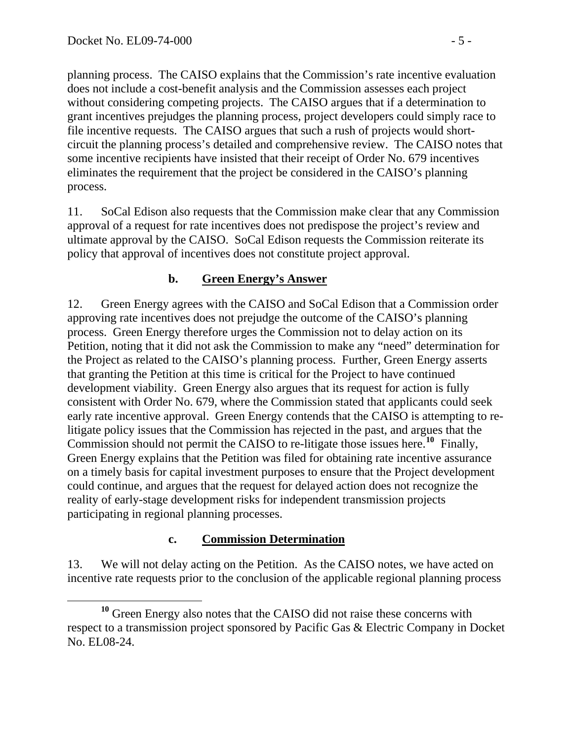planning process. The CAISO explains that the Commission's rate incentive evaluation does not include a cost-benefit analysis and the Commission assesses each project without considering competing projects. The CAISO argues that if a determination to grant incentives prejudges the planning process, project developers could simply race to file incentive requests. The CAISO argues that such a rush of projects would short-circuit the planning process's detailed and comprehensive review. The CAISO notes that some incentive recipients have insisted that their receipt of Order No. 679 incentives eliminates the requirement that the project be considered in the CAISO's planning process.

11. SoCal Edison also requests that the Commission make clear that any Commission approval of a request for rate incentives does not predispose the project's review and ultimate approval by the CAISO. SoCal Edison requests the Commission reiterate its policy that approval of incentives does not constitute project approval.

### b. Green Energy's Answer

12. Green Energy agrees with the CAISO and SoCal Edison that a Commission order approving rate incentives does not prejudge the outcome of the CAISO's planning process. Green Energy therefore urges the Commission not to delay action on its Petition, noting that it did not ask the Commission to make any "need" determination for the Project as related to the CAISO's planning process. Further, Green Energy asserts that granting the Petition at this time is critical for the Project to have continued development viability. Green Energy also argues that its request for action is fully consistent with Order No. 679, where the Commission stated that applicants could seek early rate incentive approval. Green Energy contends that the CAISO is attempting to re-litigate policy issues that the Commission has rejected in the past, and argues that the Commission should not permit the CAISO to re-litigate those issues here.[10] Finally, Green Energy explains that the Petition was filed for obtaining rate incentive assurance on a timely basis for capital investment purposes to ensure that the Project development could continue, and argues that the request for delayed action does not recognize the reality of early-stage development risks for independent transmission projects participating in regional planning processes.

### c. Commission Determination

13. We will not delay acting on the Petition. As the CAISO notes, we have acted on incentive rate requests prior to the conclusion of the applicable regional planning process

[10] Green Energy also notes that the CAISO did not raise these concerns with respect to a transmission project sponsored by Pacific Gas & Electric Company in Docket No. EL08-24.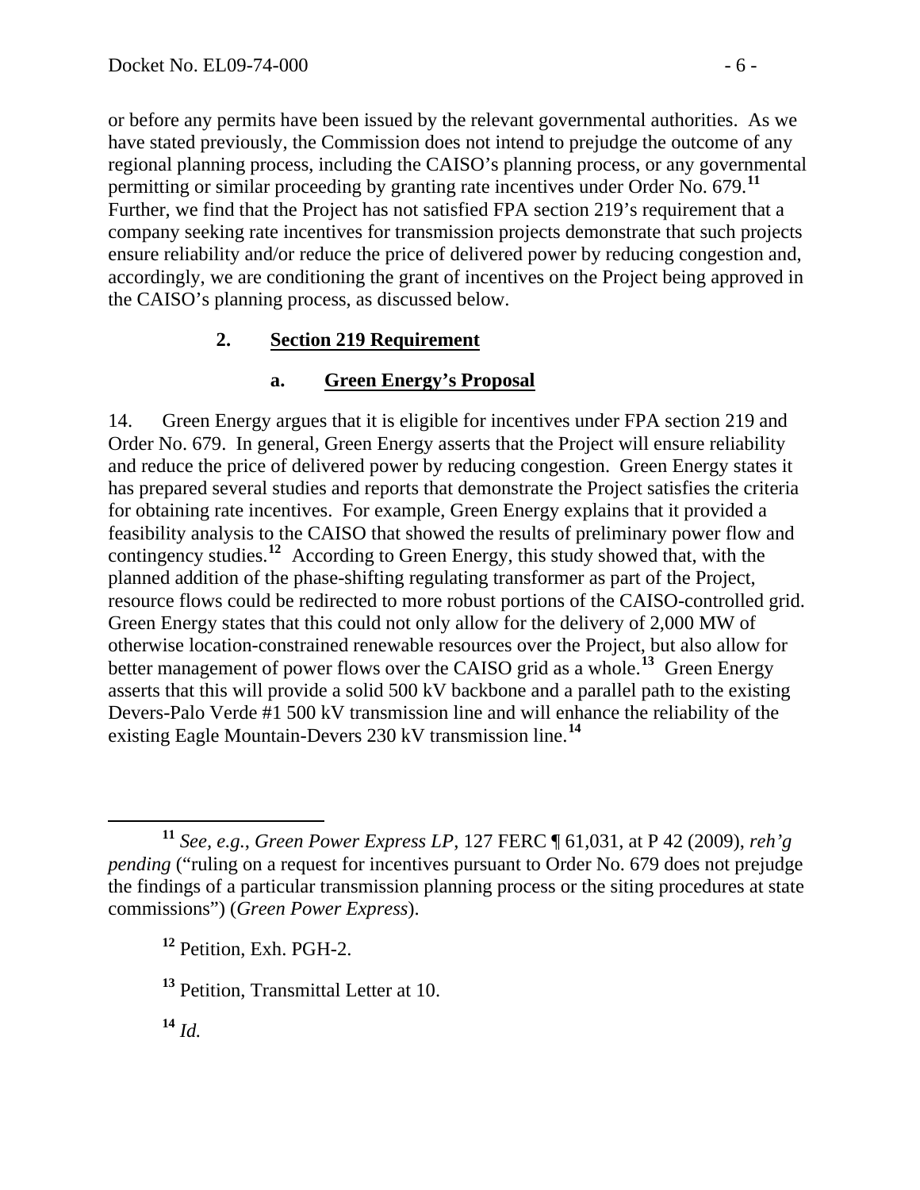or before any permits have been issued by the relevant governmental authorities. As we have stated previously, the Commission does not intend to prejudge the outcome of any regional planning process, including the CAISO's planning process, or any governmental permitting or similar proceeding by granting rate incentives under Order No. 679.[11] Further, we find that the Project has not satisfied FPA section 219's requirement that a company seeking rate incentives for transmission projects demonstrate that such projects ensure reliability and/or reduce the price of delivered power by reducing congestion and, accordingly, we are conditioning the grant of incentives on the Project being approved in the CAISO's planning process, as discussed below.

### 2. Section 219 Requirement

#### a. Green Energy's Proposal

14. Green Energy argues that it is eligible for incentives under FPA section 219 and Order No. 679. In general, Green Energy asserts that the Project will ensure reliability and reduce the price of delivered power by reducing congestion. Green Energy states it has prepared several studies and reports that demonstrate the Project satisfies the criteria for obtaining rate incentives. For example, Green Energy explains that it provided a feasibility analysis to the CAISO that showed the results of preliminary power flow and contingency studies.[12] According to Green Energy, this study showed that, with the planned addition of the phase-shifting regulating transformer as part of the Project, resource flows could be redirected to more robust portions of the CAISO-controlled grid. Green Energy states that this could not only allow for the delivery of 2,000 MW of otherwise location-constrained renewable resources over the Project, but also allow for better management of power flows over the CAISO grid as a whole.[13] Green Energy asserts that this will provide a solid 500 kV backbone and a parallel path to the existing Devers-Palo Verde #1 500 kV transmission line and will enhance the reliability of the existing Eagle Mountain-Devers 230 kV transmission line.[14]

---

[11] *See, e.g.*, *Green Power Express LP*, 127 FERC ¶ 61,031, at P 42 (2009), *reh'g pending* ("ruling on a request for incentives pursuant to Order No. 679 does not prejudge the findings of a particular transmission planning process or the siting procedures at state commissions") (*Green Power Express*).

[12] Petition, Exh. PGH-2.

[13] Petition, Transmittal Letter at 10.

[14] *Id.*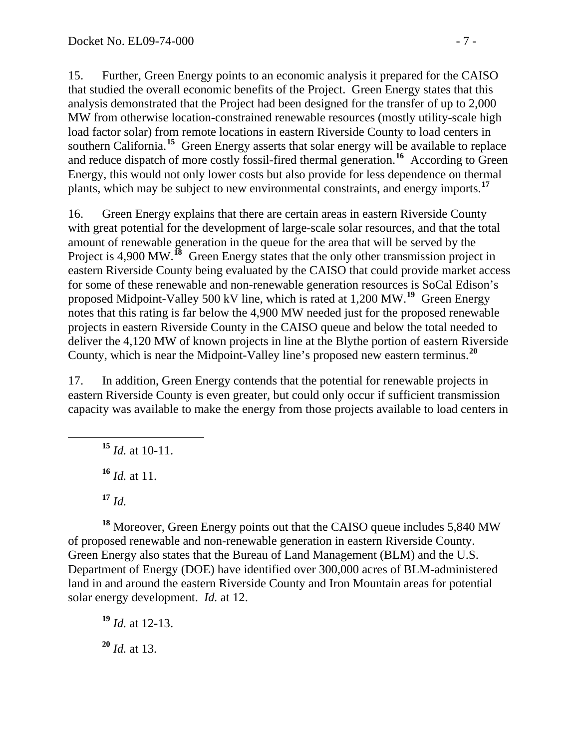15. Further, Green Energy points to an economic analysis it prepared for the CAISO that studied the overall economic benefits of the Project. Green Energy states that this analysis demonstrated that the Project had been designed for the transfer of up to 2,000 MW from otherwise location-constrained renewable resources (mostly utility-scale high load factor solar) from remote locations in eastern Riverside County to load centers in southern California.[15] Green Energy asserts that solar energy will be available to replace and reduce dispatch of more costly fossil-fired thermal generation.[16] According to Green Energy, this would not only lower costs but also provide for less dependence on thermal plants, which may be subject to new environmental constraints, and energy imports.[17]

16. Green Energy explains that there are certain areas in eastern Riverside County with great potential for the development of large-scale solar resources, and that the total amount of renewable generation in the queue for the area that will be served by the Project is 4,900 MW.[18] Green Energy states that the only other transmission project in eastern Riverside County being evaluated by the CAISO that could provide market access for some of these renewable and non-renewable generation resources is SoCal Edison's proposed Midpoint-Valley 500 kV line, which is rated at 1,200 MW.[19] Green Energy notes that this rating is far below the 4,900 MW needed just for the proposed renewable projects in eastern Riverside County in the CAISO queue and below the total needed to deliver the 4,120 MW of known projects in line at the Blythe portion of eastern Riverside County, which is near the Midpoint-Valley line's proposed new eastern terminus.[20]

17. In addition, Green Energy contends that the potential for renewable projects in eastern Riverside County is even greater, but could only occur if sufficient transmission capacity was available to make the energy from those projects available to load centers in

---

[15] *Id.* at 10-11.

[16] *Id.* at 11.

[17] *Id.*

[18] Moreover, Green Energy points out that the CAISO queue includes 5,840 MW of proposed renewable and non-renewable generation in eastern Riverside County. Green Energy also states that the Bureau of Land Management (BLM) and the U.S. Department of Energy (DOE) have identified over 300,000 acres of BLM-administered land in and around the eastern Riverside County and Iron Mountain areas for potential solar energy development. *Id.* at 12.

[19] *Id.* at 12-13.

[20] *Id.* at 13.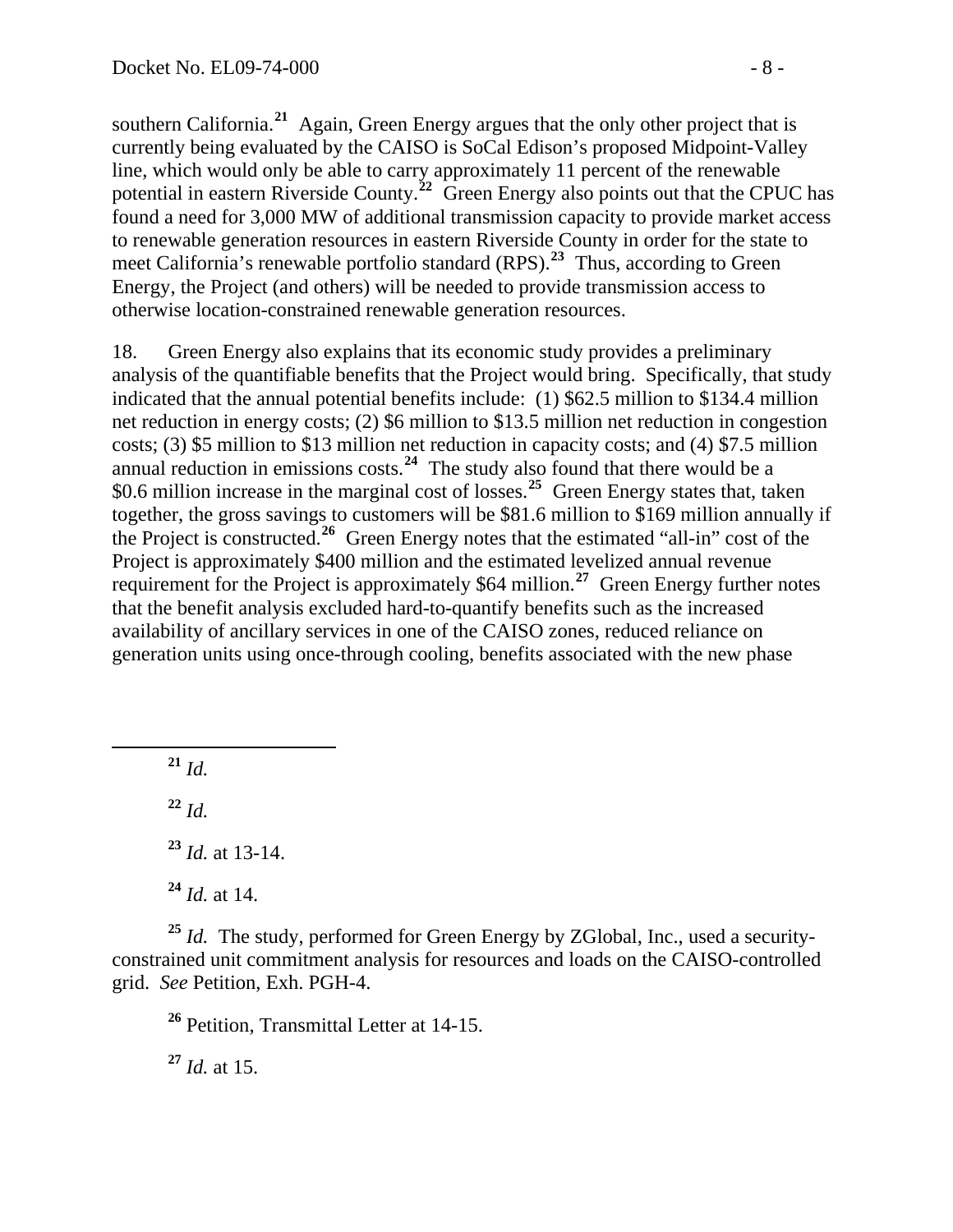southern California.[21] Again, Green Energy argues that the only other project that is currently being evaluated by the CAISO is SoCal Edison's proposed Midpoint-Valley line, which would only be able to carry approximately 11 percent of the renewable potential in eastern Riverside County.[22] Green Energy also points out that the CPUC has found a need for 3,000 MW of additional transmission capacity to provide market access to renewable generation resources in eastern Riverside County in order for the state to meet California's renewable portfolio standard (RPS).[23] Thus, according to Green Energy, the Project (and others) will be needed to provide transmission access to otherwise location-constrained renewable generation resources.

18. Green Energy also explains that its economic study provides a preliminary analysis of the quantifiable benefits that the Project would bring. Specifically, that study indicated that the annual potential benefits include: (1) $62.5 million to $134.4 million net reduction in energy costs; (2) $6 million to $13.5 million net reduction in congestion costs; (3) $5 million to $13 million net reduction in capacity costs; and (4) $7.5 million annual reduction in emissions costs.[24] The study also found that there would be a $0.6 million increase in the marginal cost of losses.[25] Green Energy states that, taken together, the gross savings to customers will be $81.6 million to $169 million annually if the Project is constructed.[26] Green Energy notes that the estimated "all-in" cost of the Project is approximately $400 million and the estimated levelized annual revenue requirement for the Project is approximately $64 million.[27] Green Energy further notes that the benefit analysis excluded hard-to-quantify benefits such as the increased availability of ancillary services in one of the CAISO zones, reduced reliance on generation units using once-through cooling, benefits associated with the new phase

---

[21] *Id.*

[22] *Id.*

[23] *Id.* at 13-14.

[24] *Id.* at 14.

[25] *Id.* The study, performed for Green Energy by ZGlobal, Inc., used a security-constrained unit commitment analysis for resources and loads on the CAISO-controlled grid. *See* Petition, Exh. PGH-4.

[26] Petition, Transmittal Letter at 14-15.

[27] *Id.* at 15.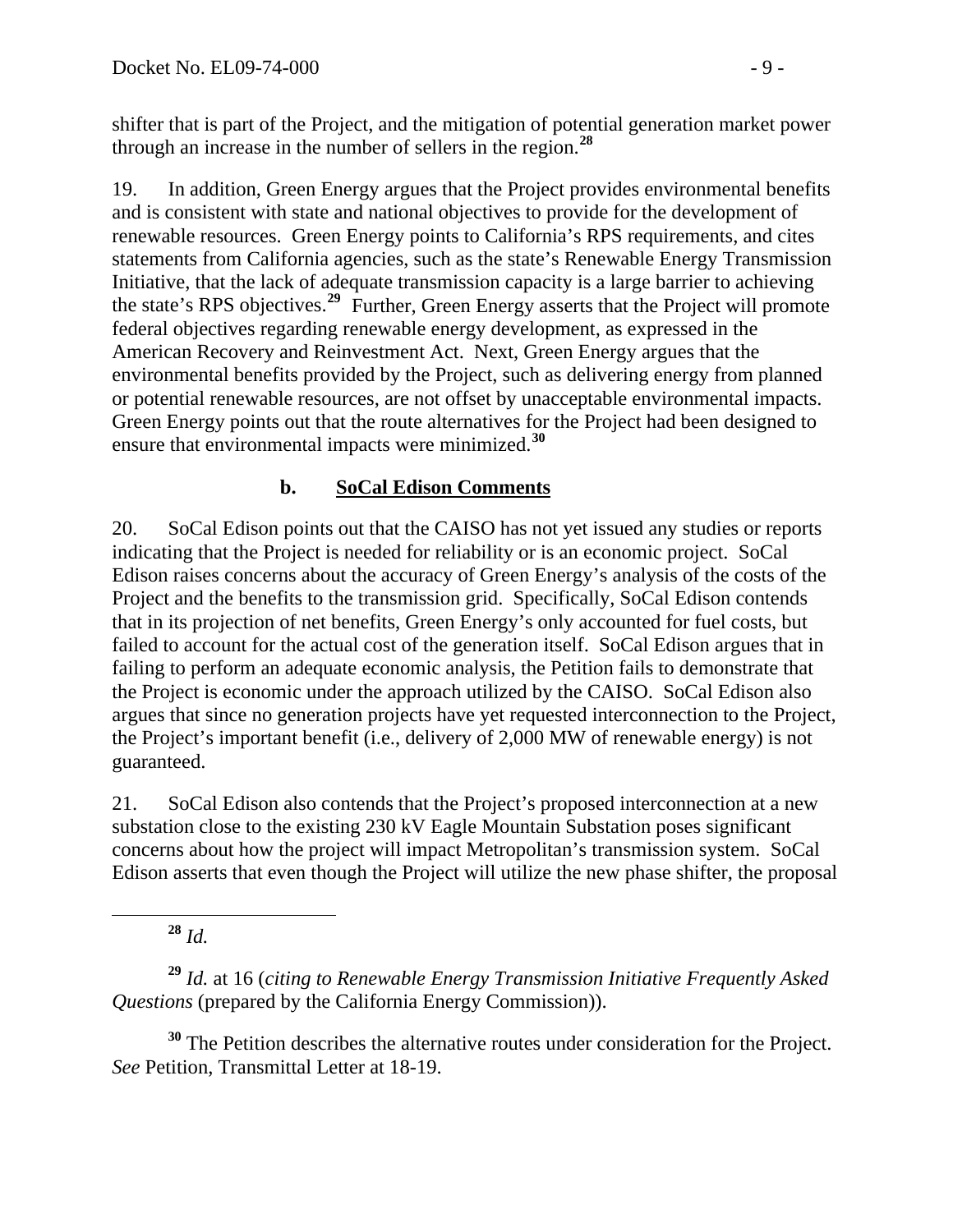shifter that is part of the Project, and the mitigation of potential generation market power through an increase in the number of sellers in the region.[28]

19. In addition, Green Energy argues that the Project provides environmental benefits and is consistent with state and national objectives to provide for the development of renewable resources. Green Energy points to California's RPS requirements, and cites statements from California agencies, such as the state's Renewable Energy Transmission Initiative, that the lack of adequate transmission capacity is a large barrier to achieving the state's RPS objectives.[29] Further, Green Energy asserts that the Project will promote federal objectives regarding renewable energy development, as expressed in the American Recovery and Reinvestment Act. Next, Green Energy argues that the environmental benefits provided by the Project, such as delivering energy from planned or potential renewable resources, are not offset by unacceptable environmental impacts. Green Energy points out that the route alternatives for the Project had been designed to ensure that environmental impacts were minimized.[30]

### b. SoCal Edison Comments

20. SoCal Edison points out that the CAISO has not yet issued any studies or reports indicating that the Project is needed for reliability or is an economic project. SoCal Edison raises concerns about the accuracy of Green Energy's analysis of the costs of the Project and the benefits to the transmission grid. Specifically, SoCal Edison contends that in its projection of net benefits, Green Energy's only accounted for fuel costs, but failed to account for the actual cost of the generation itself. SoCal Edison argues that in failing to perform an adequate economic analysis, the Petition fails to demonstrate that the Project is economic under the approach utilized by the CAISO. SoCal Edison also argues that since no generation projects have yet requested interconnection to the Project, the Project's important benefit (i.e., delivery of 2,000 MW of renewable energy) is not guaranteed.

21. SoCal Edison also contends that the Project's proposed interconnection at a new substation close to the existing 230 kV Eagle Mountain Substation poses significant concerns about how the project will impact Metropolitan's transmission system. SoCal Edison asserts that even though the Project will utilize the new phase shifter, the proposal

---

[28] *Id.*

[29] *Id.* at 16 (*citing to Renewable Energy Transmission Initiative Frequently Asked Questions* (prepared by the California Energy Commission)).

[30] The Petition describes the alternative routes under consideration for the Project. *See* Petition, Transmittal Letter at 18-19.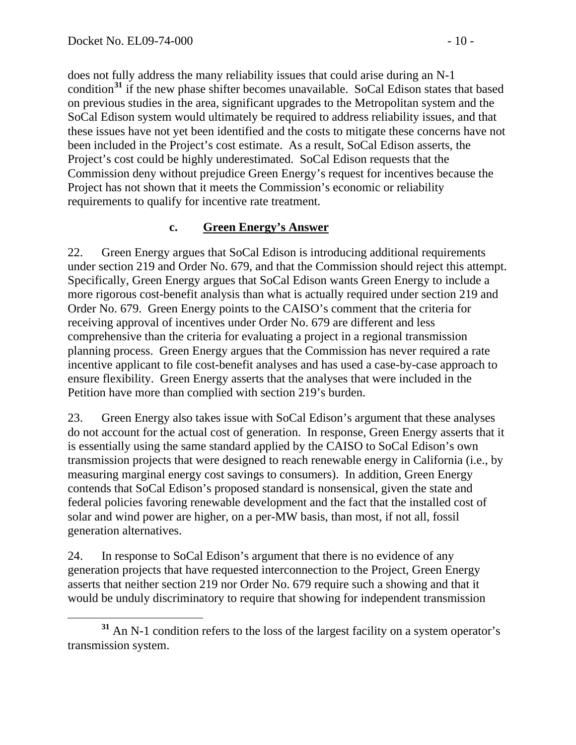does not fully address the many reliability issues that could arise during an N-1 condition[31] if the new phase shifter becomes unavailable. SoCal Edison states that based on previous studies in the area, significant upgrades to the Metropolitan system and the SoCal Edison system would ultimately be required to address reliability issues, and that these issues have not yet been identified and the costs to mitigate these concerns have not been included in the Project's cost estimate. As a result, SoCal Edison asserts, the Project's cost could be highly underestimated. SoCal Edison requests that the Commission deny without prejudice Green Energy's request for incentives because the Project has not shown that it meets the Commission's economic or reliability requirements to qualify for incentive rate treatment.

### c. Green Energy's Answer

22. Green Energy argues that SoCal Edison is introducing additional requirements under section 219 and Order No. 679, and that the Commission should reject this attempt. Specifically, Green Energy argues that SoCal Edison wants Green Energy to include a more rigorous cost-benefit analysis than what is actually required under section 219 and Order No. 679. Green Energy points to the CAISO's comment that the criteria for receiving approval of incentives under Order No. 679 are different and less comprehensive than the criteria for evaluating a project in a regional transmission planning process. Green Energy argues that the Commission has never required a rate incentive applicant to file cost-benefit analyses and has used a case-by-case approach to ensure flexibility. Green Energy asserts that the analyses that were included in the Petition have more than complied with section 219's burden.

23. Green Energy also takes issue with SoCal Edison's argument that these analyses do not account for the actual cost of generation. In response, Green Energy asserts that it is essentially using the same standard applied by the CAISO to SoCal Edison's own transmission projects that were designed to reach renewable energy in California (i.e., by measuring marginal energy cost savings to consumers). In addition, Green Energy contends that SoCal Edison's proposed standard is nonsensical, given the state and federal policies favoring renewable development and the fact that the installed cost of solar and wind power are higher, on a per-MW basis, than most, if not all, fossil generation alternatives.

24. In response to SoCal Edison's argument that there is no evidence of any generation projects that have requested interconnection to the Project, Green Energy asserts that neither section 219 nor Order No. 679 require such a showing and that it would be unduly discriminatory to require that showing for independent transmission

[31] An N-1 condition refers to the loss of the largest facility on a system operator's transmission system.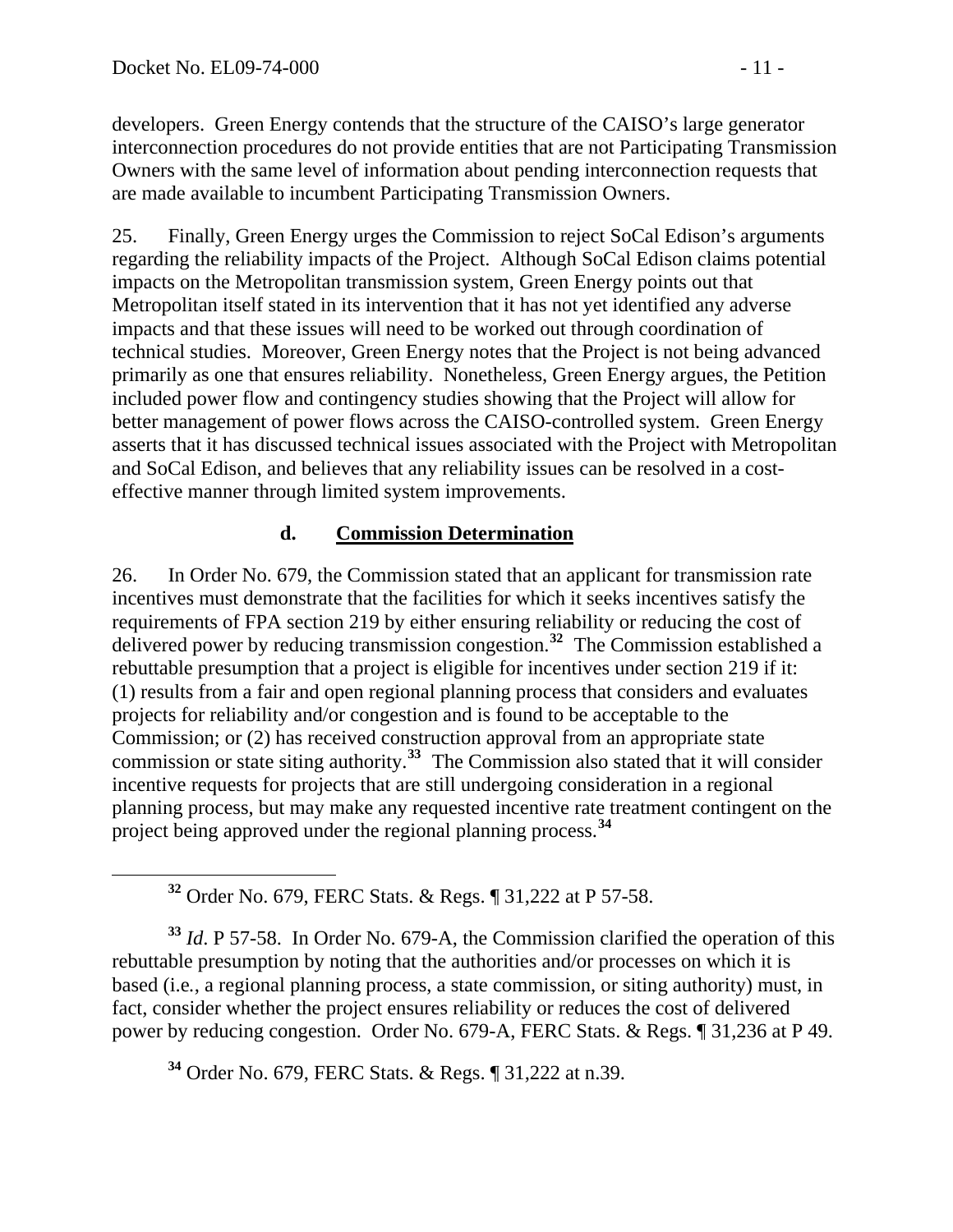developers. Green Energy contends that the structure of the CAISO's large generator interconnection procedures do not provide entities that are not Participating Transmission Owners with the same level of information about pending interconnection requests that are made available to incumbent Participating Transmission Owners.

25. Finally, Green Energy urges the Commission to reject SoCal Edison's arguments regarding the reliability impacts of the Project. Although SoCal Edison claims potential impacts on the Metropolitan transmission system, Green Energy points out that Metropolitan itself stated in its intervention that it has not yet identified any adverse impacts and that these issues will need to be worked out through coordination of technical studies. Moreover, Green Energy notes that the Project is not being advanced primarily as one that ensures reliability. Nonetheless, Green Energy argues, the Petition included power flow and contingency studies showing that the Project will allow for better management of power flows across the CAISO-controlled system. Green Energy asserts that it has discussed technical issues associated with the Project with Metropolitan and SoCal Edison, and believes that any reliability issues can be resolved in a cost-effective manner through limited system improvements.

#### d. Commission Determination

26. In Order No. 679, the Commission stated that an applicant for transmission rate incentives must demonstrate that the facilities for which it seeks incentives satisfy the requirements of FPA section 219 by either ensuring reliability or reducing the cost of delivered power by reducing transmission congestion.[32] The Commission established a rebuttable presumption that a project is eligible for incentives under section 219 if it: (1) results from a fair and open regional planning process that considers and evaluates projects for reliability and/or congestion and is found to be acceptable to the Commission; or (2) has received construction approval from an appropriate state commission or state siting authority.[33] The Commission also stated that it will consider incentive requests for projects that are still undergoing consideration in a regional planning process, but may make any requested incentive rate treatment contingent on the project being approved under the regional planning process.[34]

[32] Order No. 679, FERC Stats. & Regs. ¶ 31,222 at P 57-58.

[33] *Id*. P 57-58. In Order No. 679-A, the Commission clarified the operation of this rebuttable presumption by noting that the authorities and/or processes on which it is based (i.e., a regional planning process, a state commission, or siting authority) must, in fact, consider whether the project ensures reliability or reduces the cost of delivered power by reducing congestion. Order No. 679-A, FERC Stats. & Regs. ¶ 31,236 at P 49.

[34] Order No. 679, FERC Stats. & Regs. ¶ 31,222 at n.39.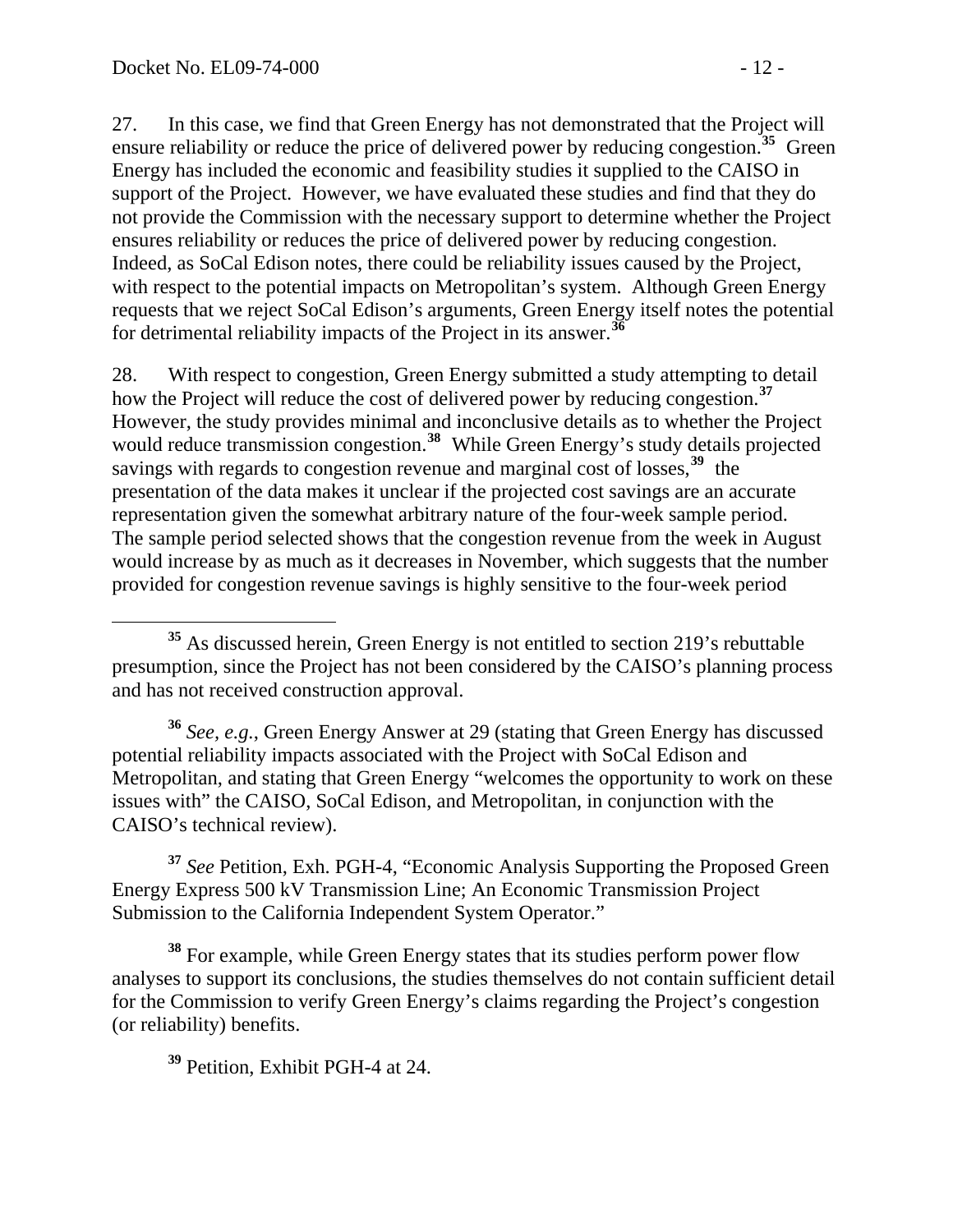27. In this case, we find that Green Energy has not demonstrated that the Project will ensure reliability or reduce the price of delivered power by reducing congestion.[35] Green Energy has included the economic and feasibility studies it supplied to the CAISO in support of the Project. However, we have evaluated these studies and find that they do not provide the Commission with the necessary support to determine whether the Project ensures reliability or reduces the price of delivered power by reducing congestion. Indeed, as SoCal Edison notes, there could be reliability issues caused by the Project, with respect to the potential impacts on Metropolitan's system. Although Green Energy requests that we reject SoCal Edison's arguments, Green Energy itself notes the potential for detrimental reliability impacts of the Project in its answer.[36]

28. With respect to congestion, Green Energy submitted a study attempting to detail how the Project will reduce the cost of delivered power by reducing congestion.[37] However, the study provides minimal and inconclusive details as to whether the Project would reduce transmission congestion.[38] While Green Energy's study details projected savings with regards to congestion revenue and marginal cost of losses,[39] the presentation of the data makes it unclear if the projected cost savings are an accurate representation given the somewhat arbitrary nature of the four-week sample period. The sample period selected shows that the congestion revenue from the week in August would increase by as much as it decreases in November, which suggests that the number provided for congestion revenue savings is highly sensitive to the four-week period

---

[35] As discussed herein, Green Energy is not entitled to section 219's rebuttable presumption, since the Project has not been considered by the CAISO's planning process and has not received construction approval.

[36] *See, e.g.*, Green Energy Answer at 29 (stating that Green Energy has discussed potential reliability impacts associated with the Project with SoCal Edison and Metropolitan, and stating that Green Energy "welcomes the opportunity to work on these issues with" the CAISO, SoCal Edison, and Metropolitan, in conjunction with the CAISO's technical review).

[37] *See* Petition, Exh. PGH-4, "Economic Analysis Supporting the Proposed Green Energy Express 500 kV Transmission Line; An Economic Transmission Project Submission to the California Independent System Operator."

[38] For example, while Green Energy states that its studies perform power flow analyses to support its conclusions, the studies themselves do not contain sufficient detail for the Commission to verify Green Energy's claims regarding the Project's congestion (or reliability) benefits.

[39] Petition, Exhibit PGH-4 at 24.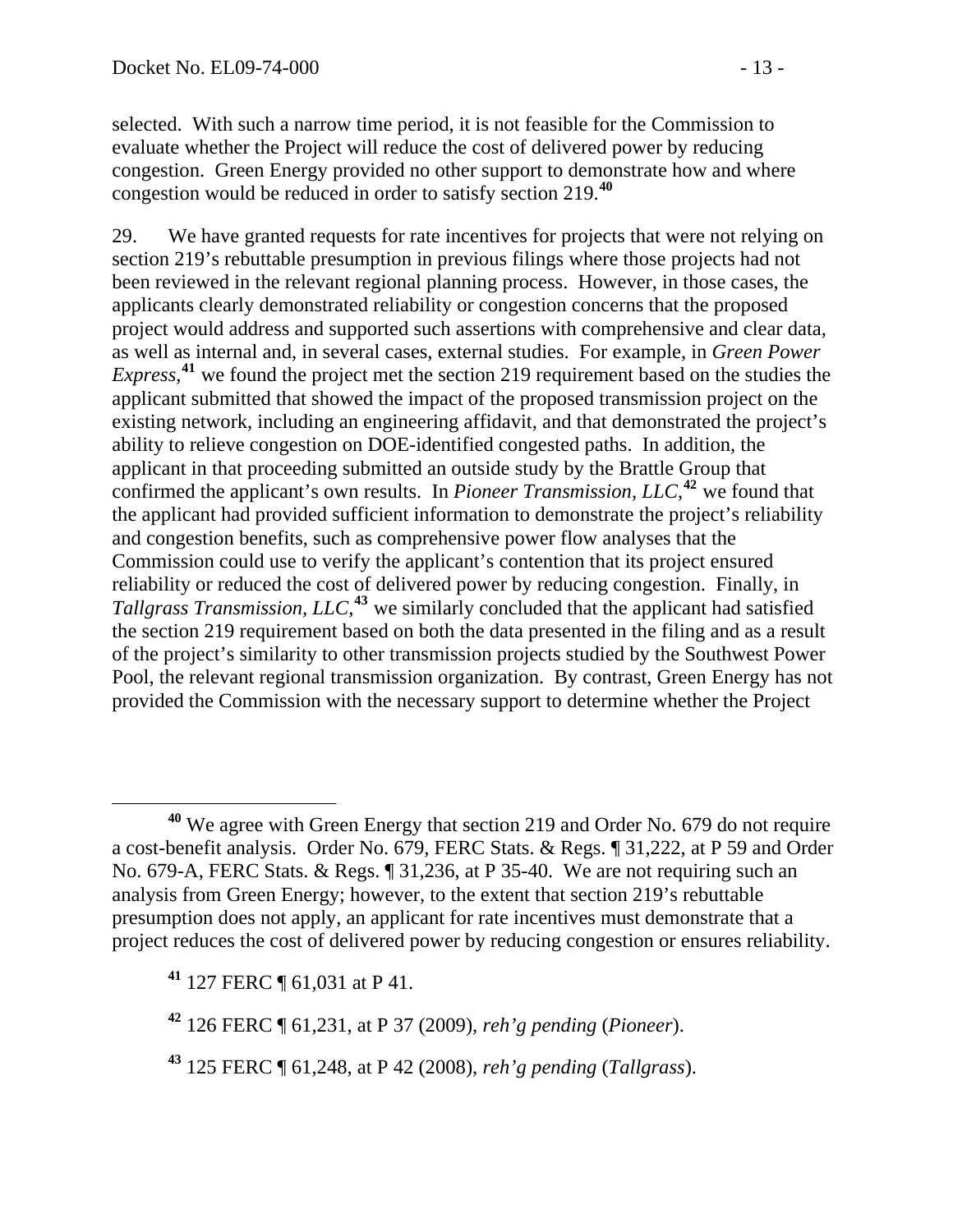selected. With such a narrow time period, it is not feasible for the Commission to evaluate whether the Project will reduce the cost of delivered power by reducing congestion. Green Energy provided no other support to demonstrate how and where congestion would be reduced in order to satisfy section 219.[40]

29. We have granted requests for rate incentives for projects that were not relying on section 219's rebuttable presumption in previous filings where those projects had not been reviewed in the relevant regional planning process. However, in those cases, the applicants clearly demonstrated reliability or congestion concerns that the proposed project would address and supported such assertions with comprehensive and clear data, as well as internal and, in several cases, external studies. For example, in *Green Power Express*,[41] we found the project met the section 219 requirement based on the studies the applicant submitted that showed the impact of the proposed transmission project on the existing network, including an engineering affidavit, and that demonstrated the project's ability to relieve congestion on DOE-identified congested paths. In addition, the applicant in that proceeding submitted an outside study by the Brattle Group that confirmed the applicant's own results. In *Pioneer Transmission, LLC*,[42] we found that the applicant had provided sufficient information to demonstrate the project's reliability and congestion benefits, such as comprehensive power flow analyses that the Commission could use to verify the applicant's contention that its project ensured reliability or reduced the cost of delivered power by reducing congestion. Finally, in *Tallgrass Transmission, LLC*,[43] we similarly concluded that the applicant had satisfied the section 219 requirement based on both the data presented in the filing and as a result of the project's similarity to other transmission projects studied by the Southwest Power Pool, the relevant regional transmission organization. By contrast, Green Energy has not provided the Commission with the necessary support to determine whether the Project

---

[40] We agree with Green Energy that section 219 and Order No. 679 do not require a cost-benefit analysis. Order No. 679, FERC Stats. & Regs. ¶ 31,222, at P 59 and Order No. 679-A, FERC Stats. & Regs. ¶ 31,236, at P 35-40. We are not requiring such an analysis from Green Energy; however, to the extent that section 219's rebuttable presumption does not apply, an applicant for rate incentives must demonstrate that a project reduces the cost of delivered power by reducing congestion or ensures reliability.

[41] 127 FERC ¶ 61,031 at P 41.

[42] 126 FERC ¶ 61,231, at P 37 (2009), *reh'g pending* (*Pioneer*).

[43] 125 FERC ¶ 61,248, at P 42 (2008), *reh'g pending* (*Tallgrass*).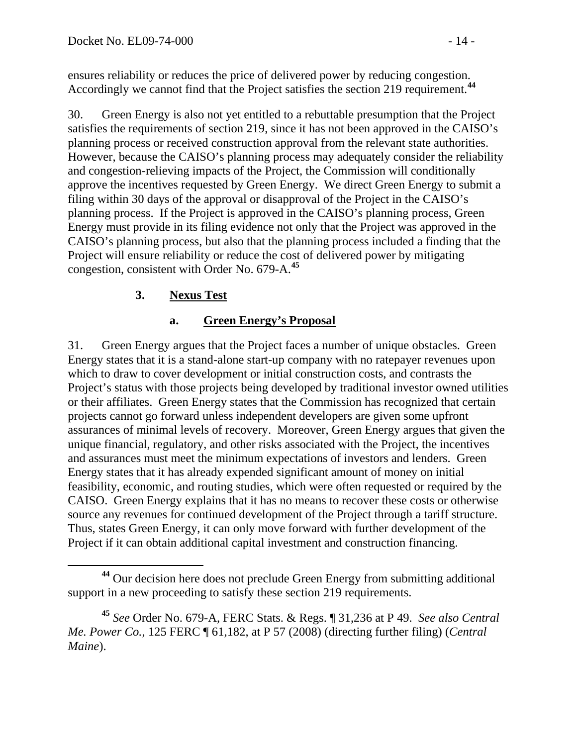ensures reliability or reduces the price of delivered power by reducing congestion. Accordingly we cannot find that the Project satisfies the section 219 requirement.[44]

30. Green Energy is also not yet entitled to a rebuttable presumption that the Project satisfies the requirements of section 219, since it has not been approved in the CAISO's planning process or received construction approval from the relevant state authorities. However, because the CAISO's planning process may adequately consider the reliability and congestion-relieving impacts of the Project, the Commission will conditionally approve the incentives requested by Green Energy. We direct Green Energy to submit a filing within 30 days of the approval or disapproval of the Project in the CAISO's planning process. If the Project is approved in the CAISO's planning process, Green Energy must provide in its filing evidence not only that the Project was approved in the CAISO's planning process, but also that the planning process included a finding that the Project will ensure reliability or reduce the cost of delivered power by mitigating congestion, consistent with Order No. 679-A.[45]

### 3. <u>Nexus Test</u>

#### a. <u>Green Energy's Proposal</u>

31. Green Energy argues that the Project faces a number of unique obstacles. Green Energy states that it is a stand-alone start-up company with no ratepayer revenues upon which to draw to cover development or initial construction costs, and contrasts the Project's status with those projects being developed by traditional investor owned utilities or their affiliates. Green Energy states that the Commission has recognized that certain projects cannot go forward unless independent developers are given some upfront assurances of minimal levels of recovery. Moreover, Green Energy argues that given the unique financial, regulatory, and other risks associated with the Project, the incentives and assurances must meet the minimum expectations of investors and lenders. Green Energy states that it has already expended significant amount of money on initial feasibility, economic, and routing studies, which were often requested or required by the CAISO. Green Energy explains that it has no means to recover these costs or otherwise source any revenues for continued development of the Project through a tariff structure. Thus, states Green Energy, it can only move forward with further development of the Project if it can obtain additional capital investment and construction financing.

---

[44] Our decision here does not preclude Green Energy from submitting additional support in a new proceeding to satisfy these section 219 requirements.

[45] *See* Order No. 679-A, FERC Stats. & Regs. ¶ 31,236 at P 49. *See also Central Me. Power Co.*, 125 FERC ¶ 61,182, at P 57 (2008) (directing further filing) (*Central Maine*).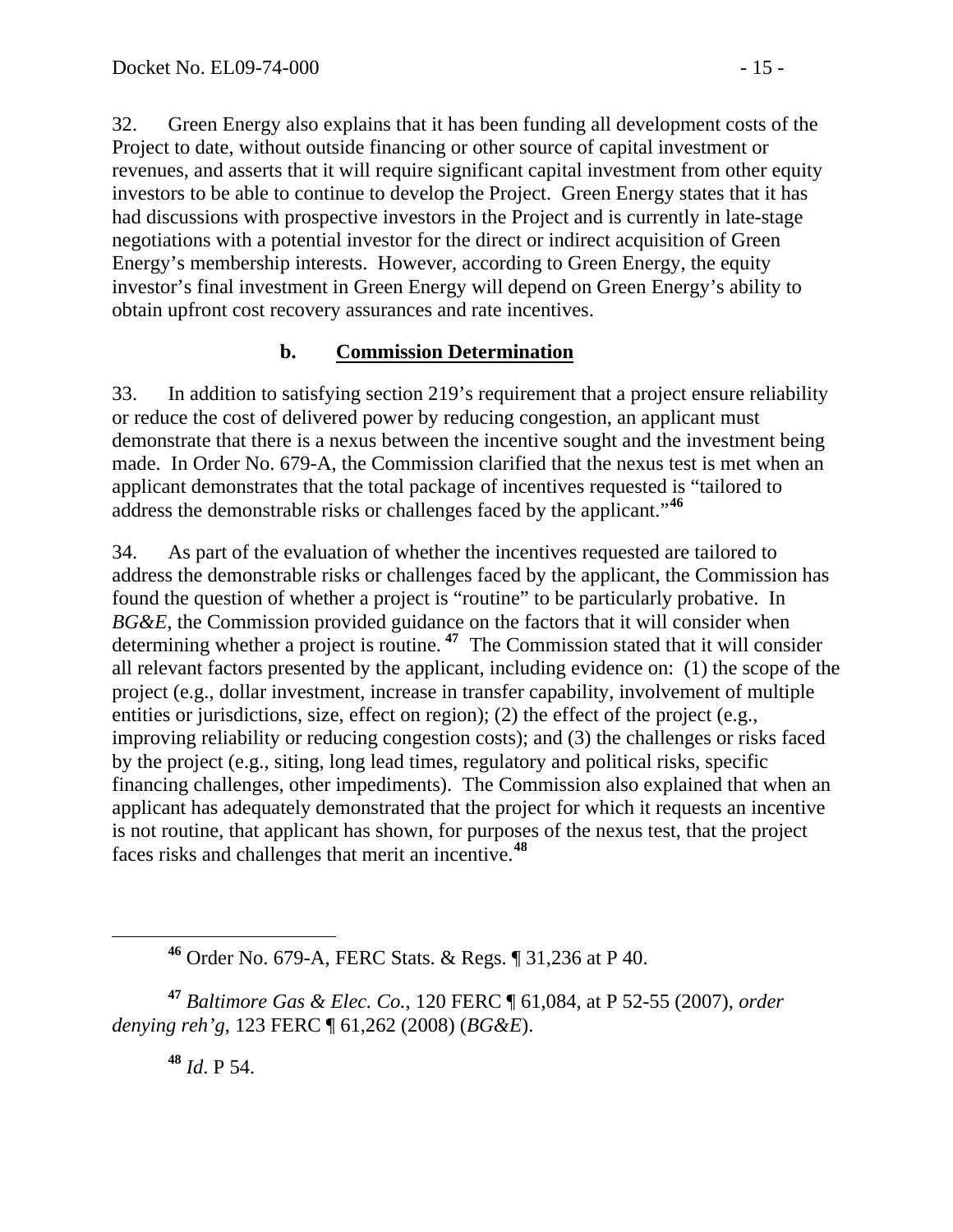32. Green Energy also explains that it has been funding all development costs of the Project to date, without outside financing or other source of capital investment or revenues, and asserts that it will require significant capital investment from other equity investors to be able to continue to develop the Project. Green Energy states that it has had discussions with prospective investors in the Project and is currently in late-stage negotiations with a potential investor for the direct or indirect acquisition of Green Energy's membership interests. However, according to Green Energy, the equity investor's final investment in Green Energy will depend on Green Energy's ability to obtain upfront cost recovery assurances and rate incentives.

### b. Commission Determination

33. In addition to satisfying section 219's requirement that a project ensure reliability or reduce the cost of delivered power by reducing congestion, an applicant must demonstrate that there is a nexus between the incentive sought and the investment being made. In Order No. 679-A, the Commission clarified that the nexus test is met when an applicant demonstrates that the total package of incentives requested is "tailored to address the demonstrable risks or challenges faced by the applicant."[46]

34. As part of the evaluation of whether the incentives requested are tailored to address the demonstrable risks or challenges faced by the applicant, the Commission has found the question of whether a project is "routine" to be particularly probative. In *BG&E*, the Commission provided guidance on the factors that it will consider when determining whether a project is routine.[47] The Commission stated that it will consider all relevant factors presented by the applicant, including evidence on: (1) the scope of the project (e.g., dollar investment, increase in transfer capability, involvement of multiple entities or jurisdictions, size, effect on region); (2) the effect of the project (e.g., improving reliability or reducing congestion costs); and (3) the challenges or risks faced by the project (e.g., siting, long lead times, regulatory and political risks, specific financing challenges, other impediments). The Commission also explained that when an applicant has adequately demonstrated that the project for which it requests an incentive is not routine, that applicant has shown, for purposes of the nexus test, that the project faces risks and challenges that merit an incentive.[48]

---

[46] Order No. 679-A, FERC Stats. & Regs. ¶ 31,236 at P 40.

[47] *Baltimore Gas & Elec. Co.*, 120 FERC ¶ 61,084, at P 52-55 (2007), *order denying reh'g*, 123 FERC ¶ 61,262 (2008) (*BG&E*).

[48] *Id*. P 54.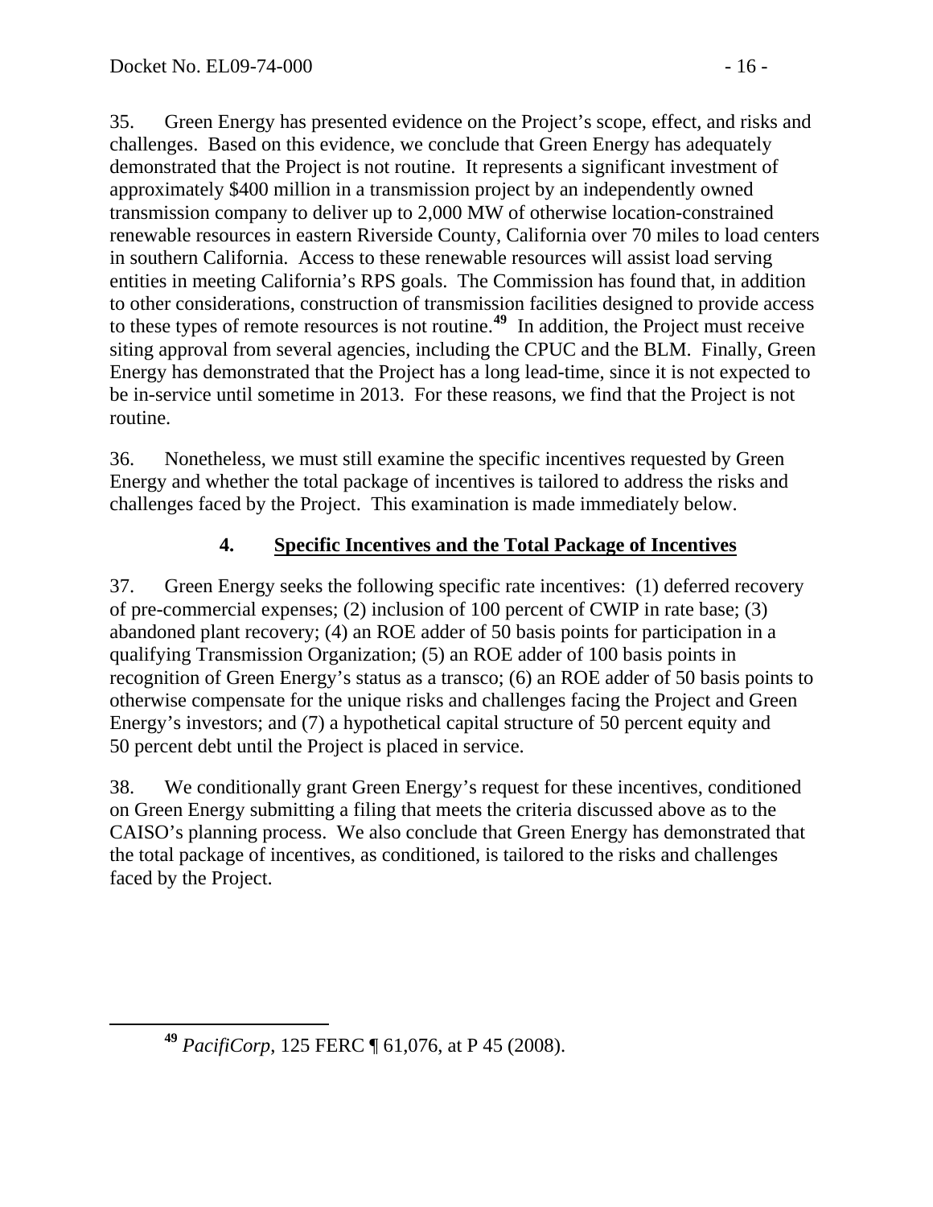35. Green Energy has presented evidence on the Project's scope, effect, and risks and challenges. Based on this evidence, we conclude that Green Energy has adequately demonstrated that the Project is not routine. It represents a significant investment of approximately $400 million in a transmission project by an independently owned transmission company to deliver up to 2,000 MW of otherwise location-constrained renewable resources in eastern Riverside County, California over 70 miles to load centers in southern California. Access to these renewable resources will assist load serving entities in meeting California's RPS goals. The Commission has found that, in addition to other considerations, construction of transmission facilities designed to provide access to these types of remote resources is not routine.[49] In addition, the Project must receive siting approval from several agencies, including the CPUC and the BLM. Finally, Green Energy has demonstrated that the Project has a long lead-time, since it is not expected to be in-service until sometime in 2013. For these reasons, we find that the Project is not routine.

36. Nonetheless, we must still examine the specific incentives requested by Green Energy and whether the total package of incentives is tailored to address the risks and challenges faced by the Project. This examination is made immediately below.

### 4. Specific Incentives and the Total Package of Incentives

37. Green Energy seeks the following specific rate incentives: (1) deferred recovery of pre-commercial expenses; (2) inclusion of 100 percent of CWIP in rate base; (3) abandoned plant recovery; (4) an ROE adder of 50 basis points for participation in a qualifying Transmission Organization; (5) an ROE adder of 100 basis points in recognition of Green Energy's status as a transco; (6) an ROE adder of 50 basis points to otherwise compensate for the unique risks and challenges facing the Project and Green Energy's investors; and (7) a hypothetical capital structure of 50 percent equity and 50 percent debt until the Project is placed in service.

38. We conditionally grant Green Energy's request for these incentives, conditioned on Green Energy submitting a filing that meets the criteria discussed above as to the CAISO's planning process. We also conclude that Green Energy has demonstrated that the total package of incentives, as conditioned, is tailored to the risks and challenges faced by the Project.

[49] *PacifiCorp*, 125 FERC ¶ 61,076, at P 45 (2008).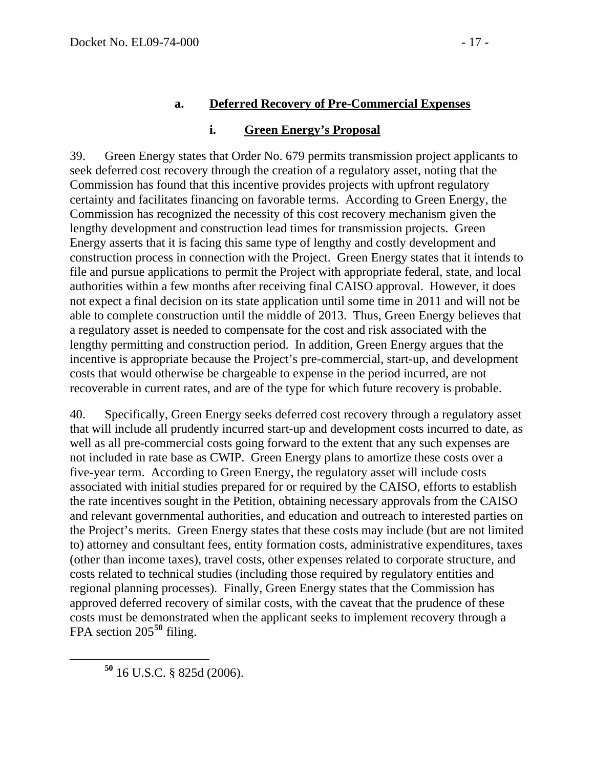#### a. Deferred Recovery of Pre-Commercial Expenses

##### i. Green Energy's Proposal

39. Green Energy states that Order No. 679 permits transmission project applicants to seek deferred cost recovery through the creation of a regulatory asset, noting that the Commission has found that this incentive provides projects with upfront regulatory certainty and facilitates financing on favorable terms. According to Green Energy, the Commission has recognized the necessity of this cost recovery mechanism given the lengthy development and construction lead times for transmission projects. Green Energy asserts that it is facing this same type of lengthy and costly development and construction process in connection with the Project. Green Energy states that it intends to file and pursue applications to permit the Project with appropriate federal, state, and local authorities within a few months after receiving final CAISO approval. However, it does not expect a final decision on its state application until some time in 2011 and will not be able to complete construction until the middle of 2013. Thus, Green Energy believes that a regulatory asset is needed to compensate for the cost and risk associated with the lengthy permitting and construction period. In addition, Green Energy argues that the incentive is appropriate because the Project's pre-commercial, start-up, and development costs that would otherwise be chargeable to expense in the period incurred, are not recoverable in current rates, and are of the type for which future recovery is probable.

40. Specifically, Green Energy seeks deferred cost recovery through a regulatory asset that will include all prudently incurred start-up and development costs incurred to date, as well as all pre-commercial costs going forward to the extent that any such expenses are not included in rate base as CWIP. Green Energy plans to amortize these costs over a five-year term. According to Green Energy, the regulatory asset will include costs associated with initial studies prepared for or required by the CAISO, efforts to establish the rate incentives sought in the Petition, obtaining necessary approvals from the CAISO and relevant governmental authorities, and education and outreach to interested parties on the Project's merits. Green Energy states that these costs may include (but are not limited to) attorney and consultant fees, entity formation costs, administrative expenditures, taxes (other than income taxes), travel costs, other expenses related to corporate structure, and costs related to technical studies (including those required by regulatory entities and regional planning processes). Finally, Green Energy states that the Commission has approved deferred recovery of similar costs, with the caveat that the prudence of these costs must be demonstrated when the applicant seeks to implement recovery through a FPA section 205[50] filing.

[50] 16 U.S.C. § 825d (2006).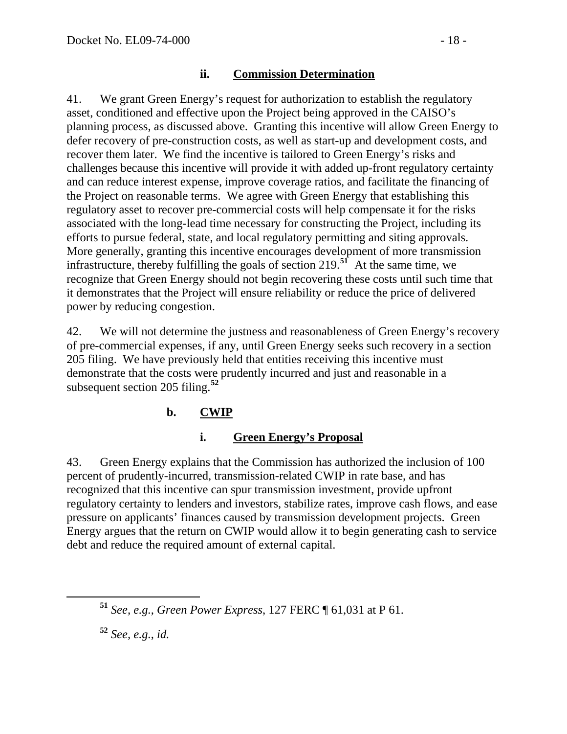### ii. Commission Determination

41. We grant Green Energy's request for authorization to establish the regulatory asset, conditioned and effective upon the Project being approved in the CAISO's planning process, as discussed above. Granting this incentive will allow Green Energy to defer recovery of pre-construction costs, as well as start-up and development costs, and recover them later. We find the incentive is tailored to Green Energy's risks and challenges because this incentive will provide it with added up-front regulatory certainty and can reduce interest expense, improve coverage ratios, and facilitate the financing of the Project on reasonable terms. We agree with Green Energy that establishing this regulatory asset to recover pre-commercial costs will help compensate it for the risks associated with the long-lead time necessary for constructing the Project, including its efforts to pursue federal, state, and local regulatory permitting and siting approvals. More generally, granting this incentive encourages development of more transmission infrastructure, thereby fulfilling the goals of section 219.[51] At the same time, we recognize that Green Energy should not begin recovering these costs until such time that it demonstrates that the Project will ensure reliability or reduce the price of delivered power by reducing congestion.

42. We will not determine the justness and reasonableness of Green Energy's recovery of pre-commercial expenses, if any, until Green Energy seeks such recovery in a section 205 filing. We have previously held that entities receiving this incentive must demonstrate that the costs were prudently incurred and just and reasonable in a subsequent section 205 filing.[52]

## b. CWIP

### i. Green Energy's Proposal

43. Green Energy explains that the Commission has authorized the inclusion of 100 percent of prudently-incurred, transmission-related CWIP in rate base, and has recognized that this incentive can spur transmission investment, provide upfront regulatory certainty to lenders and investors, stabilize rates, improve cash flows, and ease pressure on applicants' finances caused by transmission development projects. Green Energy argues that the return on CWIP would allow it to begin generating cash to service debt and reduce the required amount of external capital.

---

[51] *See, e.g., Green Power Express*, 127 FERC ¶ 61,031 at P 61.

[52] *See, e.g., id.*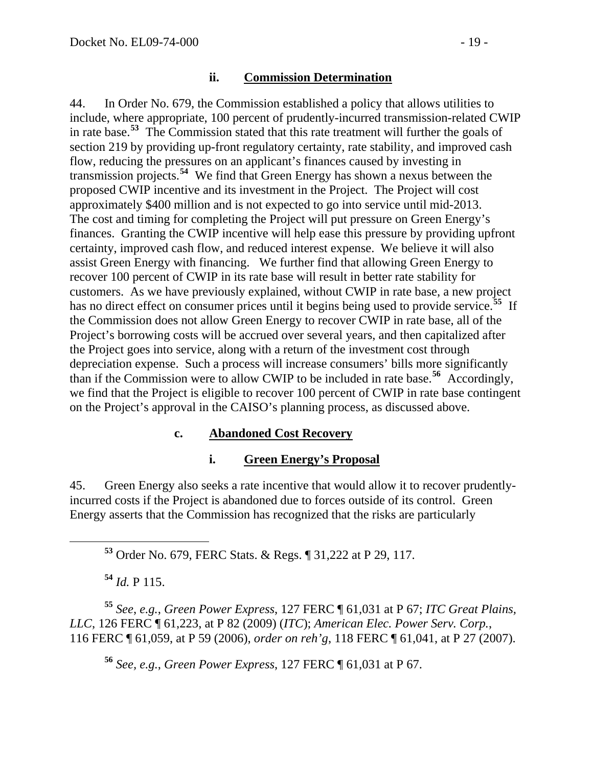#### ii. Commission Determination

44. In Order No. 679, the Commission established a policy that allows utilities to include, where appropriate, 100 percent of prudently-incurred transmission-related CWIP in rate base.[53] The Commission stated that this rate treatment will further the goals of section 219 by providing up-front regulatory certainty, rate stability, and improved cash flow, reducing the pressures on an applicant's finances caused by investing in transmission projects.[54] We find that Green Energy has shown a nexus between the proposed CWIP incentive and its investment in the Project. The Project will cost approximately $400 million and is not expected to go into service until mid-2013. The cost and timing for completing the Project will put pressure on Green Energy's finances. Granting the CWIP incentive will help ease this pressure by providing upfront certainty, improved cash flow, and reduced interest expense. We believe it will also assist Green Energy with financing. We further find that allowing Green Energy to recover 100 percent of CWIP in its rate base will result in better rate stability for customers. As we have previously explained, without CWIP in rate base, a new project has no direct effect on consumer prices until it begins being used to provide service.[55] If the Commission does not allow Green Energy to recover CWIP in rate base, all of the Project's borrowing costs will be accrued over several years, and then capitalized after the Project goes into service, along with a return of the investment cost through depreciation expense. Such a process will increase consumers' bills more significantly than if the Commission were to allow CWIP to be included in rate base.[56] Accordingly, we find that the Project is eligible to recover 100 percent of CWIP in rate base contingent on the Project's approval in the CAISO's planning process, as discussed above.

### c. Abandoned Cost Recovery

#### i. Green Energy's Proposal

45. Green Energy also seeks a rate incentive that would allow it to recover prudently-incurred costs if the Project is abandoned due to forces outside of its control. Green Energy asserts that the Commission has recognized that the risks are particularly

---

[53] Order No. 679, FERC Stats. & Regs. ¶ 31,222 at P 29, 117.

[54] *Id.* P 115.

[55] *See, e.g.*, *Green Power Express*, 127 FERC ¶ 61,031 at P 67; *ITC Great Plains, LLC*, 126 FERC ¶ 61,223, at P 82 (2009) (*ITC*); *American Elec. Power Serv. Corp.*, 116 FERC ¶ 61,059, at P 59 (2006), *order on reh'g*, 118 FERC ¶ 61,041, at P 27 (2007).

[56] *See, e.g.*, *Green Power Express*, 127 FERC ¶ 61,031 at P 67.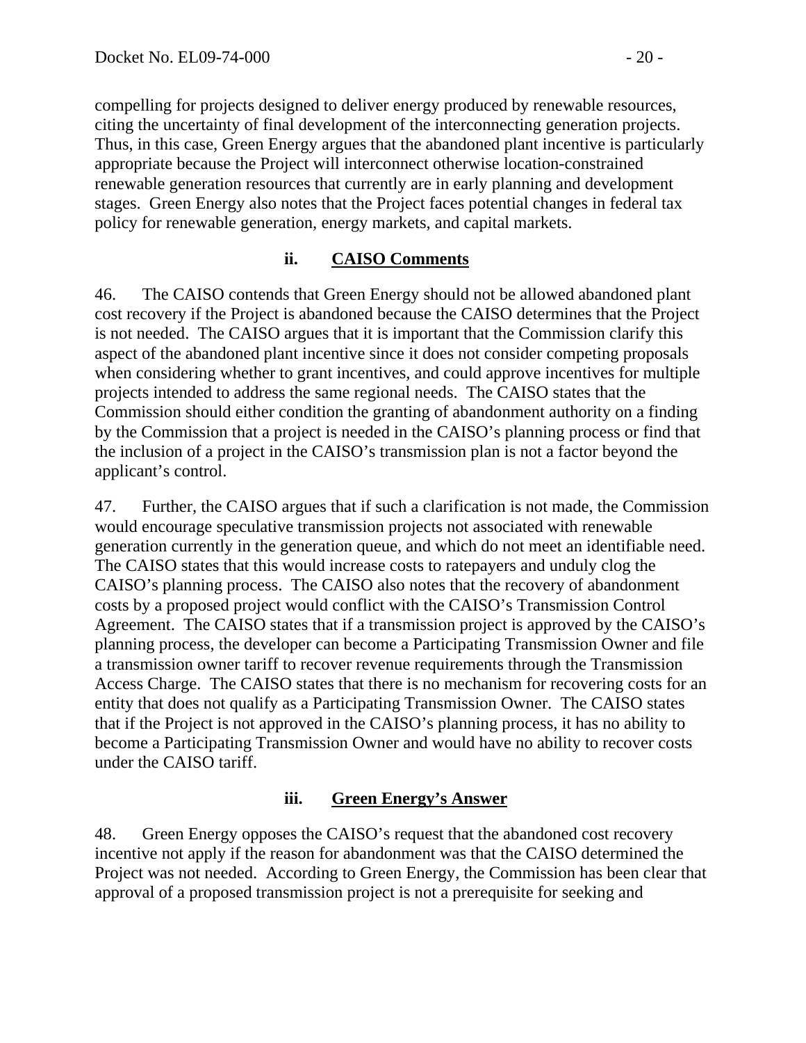compelling for projects designed to deliver energy produced by renewable resources, citing the uncertainty of final development of the interconnecting generation projects. Thus, in this case, Green Energy argues that the abandoned plant incentive is particularly appropriate because the Project will interconnect otherwise location-constrained renewable generation resources that currently are in early planning and development stages. Green Energy also notes that the Project faces potential changes in federal tax policy for renewable generation, energy markets, and capital markets.

#### ii. CAISO Comments

46. The CAISO contends that Green Energy should not be allowed abandoned plant cost recovery if the Project is abandoned because the CAISO determines that the Project is not needed. The CAISO argues that it is important that the Commission clarify this aspect of the abandoned plant incentive since it does not consider competing proposals when considering whether to grant incentives, and could approve incentives for multiple projects intended to address the same regional needs. The CAISO states that the Commission should either condition the granting of abandonment authority on a finding by the Commission that a project is needed in the CAISO's planning process or find that the inclusion of a project in the CAISO's transmission plan is not a factor beyond the applicant's control.

47. Further, the CAISO argues that if such a clarification is not made, the Commission would encourage speculative transmission projects not associated with renewable generation currently in the generation queue, and which do not meet an identifiable need. The CAISO states that this would increase costs to ratepayers and unduly clog the CAISO's planning process. The CAISO also notes that the recovery of abandonment costs by a proposed project would conflict with the CAISO's Transmission Control Agreement. The CAISO states that if a transmission project is approved by the CAISO's planning process, the developer can become a Participating Transmission Owner and file a transmission owner tariff to recover revenue requirements through the Transmission Access Charge. The CAISO states that there is no mechanism for recovering costs for an entity that does not qualify as a Participating Transmission Owner. The CAISO states that if the Project is not approved in the CAISO's planning process, it has no ability to become a Participating Transmission Owner and would have no ability to recover costs under the CAISO tariff.

#### iii. Green Energy's Answer

48. Green Energy opposes the CAISO's request that the abandoned cost recovery incentive not apply if the reason for abandonment was that the CAISO determined the Project was not needed. According to Green Energy, the Commission has been clear that approval of a proposed transmission project is not a prerequisite for seeking and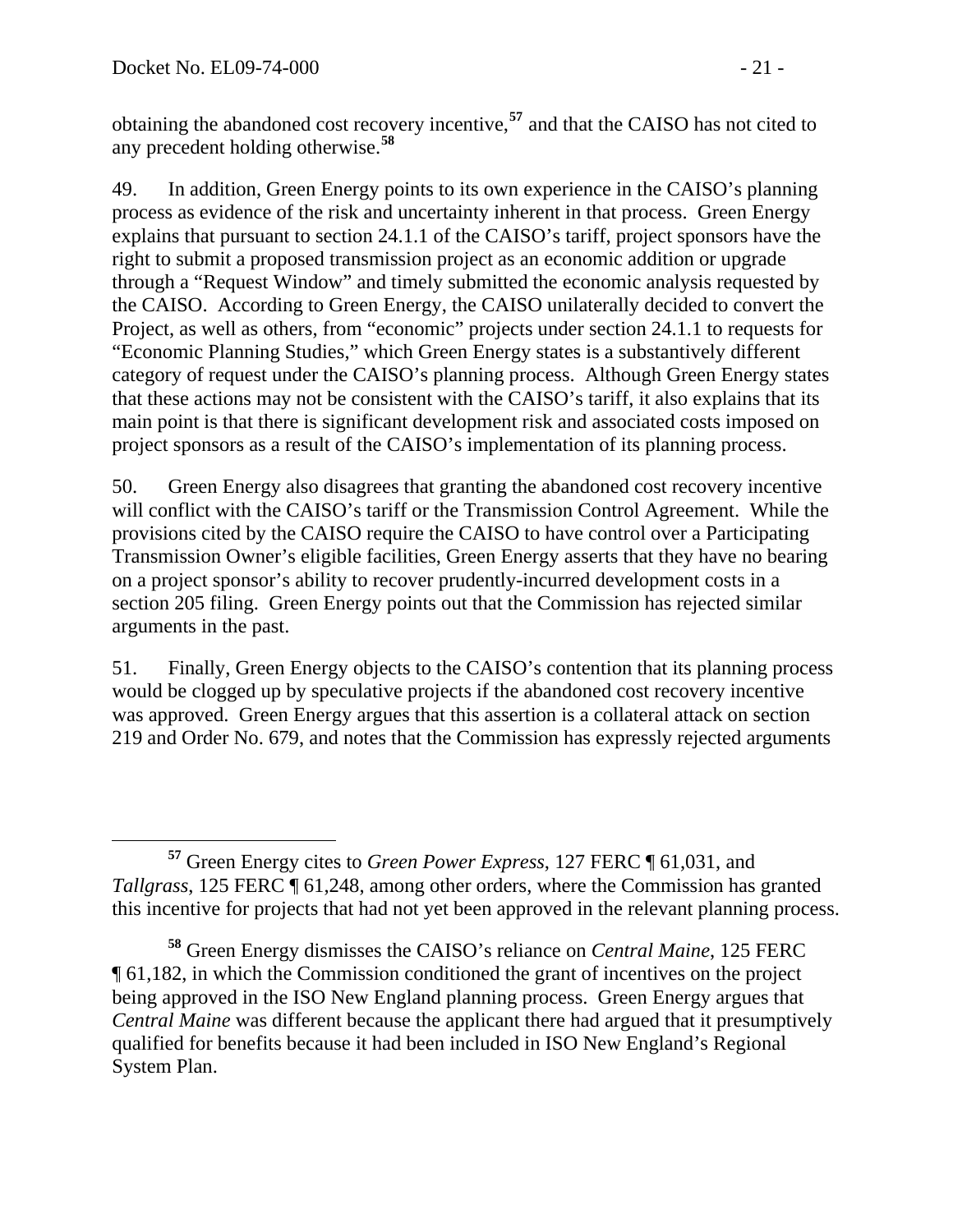obtaining the abandoned cost recovery incentive,[57] and that the CAISO has not cited to any precedent holding otherwise.[58]

49. In addition, Green Energy points to its own experience in the CAISO's planning process as evidence of the risk and uncertainty inherent in that process. Green Energy explains that pursuant to section 24.1.1 of the CAISO's tariff, project sponsors have the right to submit a proposed transmission project as an economic addition or upgrade through a "Request Window" and timely submitted the economic analysis requested by the CAISO. According to Green Energy, the CAISO unilaterally decided to convert the Project, as well as others, from "economic" projects under section 24.1.1 to requests for "Economic Planning Studies," which Green Energy states is a substantively different category of request under the CAISO's planning process. Although Green Energy states that these actions may not be consistent with the CAISO's tariff, it also explains that its main point is that there is significant development risk and associated costs imposed on project sponsors as a result of the CAISO's implementation of its planning process.

50. Green Energy also disagrees that granting the abandoned cost recovery incentive will conflict with the CAISO's tariff or the Transmission Control Agreement. While the provisions cited by the CAISO require the CAISO to have control over a Participating Transmission Owner's eligible facilities, Green Energy asserts that they have no bearing on a project sponsor's ability to recover prudently-incurred development costs in a section 205 filing. Green Energy points out that the Commission has rejected similar arguments in the past.

51. Finally, Green Energy objects to the CAISO's contention that its planning process would be clogged up by speculative projects if the abandoned cost recovery incentive was approved. Green Energy argues that this assertion is a collateral attack on section 219 and Order No. 679, and notes that the Commission has expressly rejected arguments

---

[57] Green Energy cites to *Green Power Express*, 127 FERC ¶ 61,031, and *Tallgrass*, 125 FERC ¶ 61,248, among other orders, where the Commission has granted this incentive for projects that had not yet been approved in the relevant planning process.

[58] Green Energy dismisses the CAISO's reliance on *Central Maine*, 125 FERC ¶ 61,182, in which the Commission conditioned the grant of incentives on the project being approved in the ISO New England planning process. Green Energy argues that *Central Maine* was different because the applicant there had argued that it presumptively qualified for benefits because it had been included in ISO New England's Regional System Plan.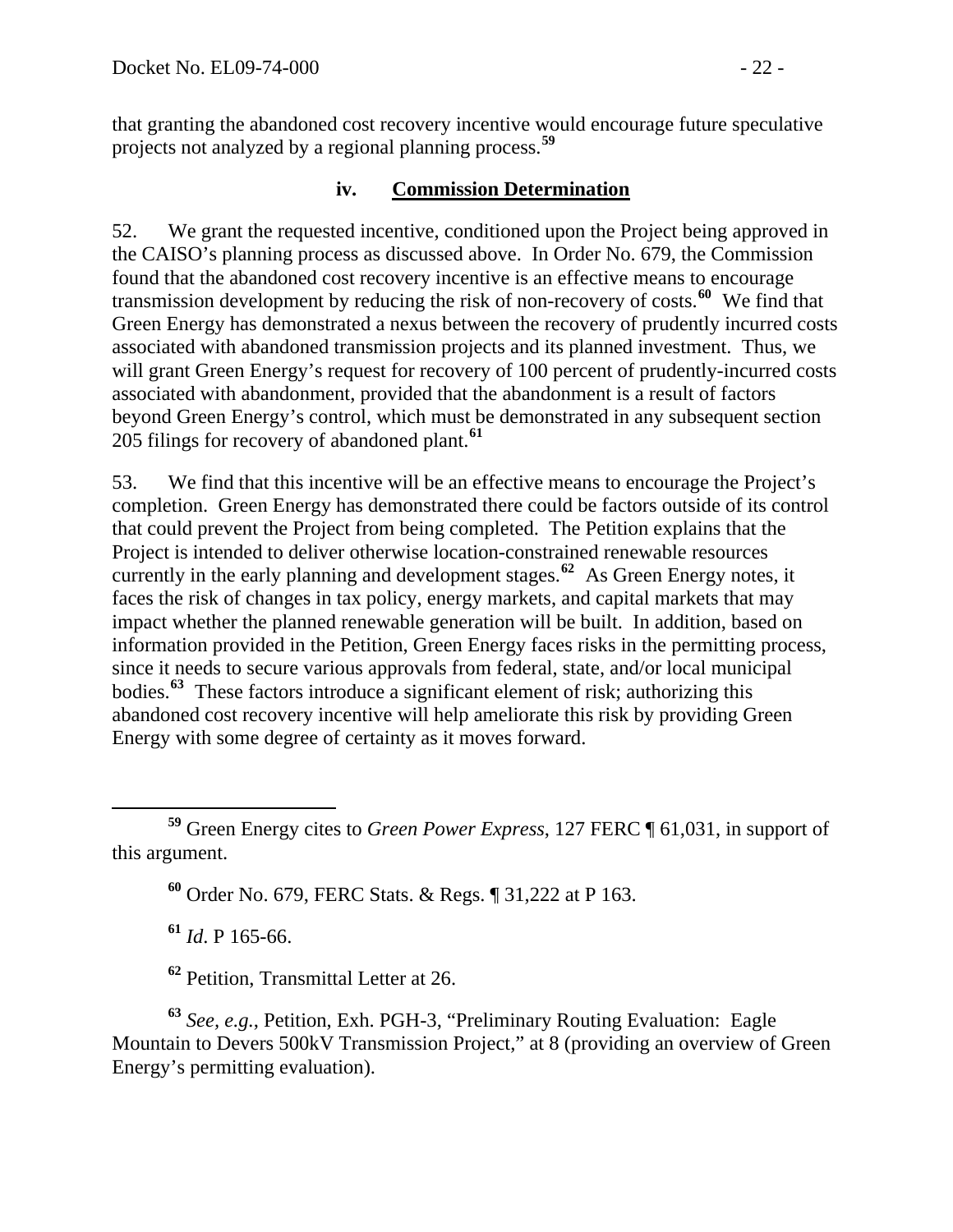that granting the abandoned cost recovery incentive would encourage future speculative projects not analyzed by a regional planning process.[59]

### iv. Commission Determination

52. We grant the requested incentive, conditioned upon the Project being approved in the CAISO's planning process as discussed above. In Order No. 679, the Commission found that the abandoned cost recovery incentive is an effective means to encourage transmission development by reducing the risk of non-recovery of costs.[60] We find that Green Energy has demonstrated a nexus between the recovery of prudently incurred costs associated with abandoned transmission projects and its planned investment. Thus, we will grant Green Energy's request for recovery of 100 percent of prudently-incurred costs associated with abandonment, provided that the abandonment is a result of factors beyond Green Energy's control, which must be demonstrated in any subsequent section 205 filings for recovery of abandoned plant.[61]

53. We find that this incentive will be an effective means to encourage the Project's completion. Green Energy has demonstrated there could be factors outside of its control that could prevent the Project from being completed. The Petition explains that the Project is intended to deliver otherwise location-constrained renewable resources currently in the early planning and development stages.[62] As Green Energy notes, it faces the risk of changes in tax policy, energy markets, and capital markets that may impact whether the planned renewable generation will be built. In addition, based on information provided in the Petition, Green Energy faces risks in the permitting process, since it needs to secure various approvals from federal, state, and/or local municipal bodies.[63] These factors introduce a significant element of risk; authorizing this abandoned cost recovery incentive will help ameliorate this risk by providing Green Energy with some degree of certainty as it moves forward.

---

[59] Green Energy cites to *Green Power Express*, 127 FERC ¶ 61,031, in support of this argument.

[60] Order No. 679, FERC Stats. & Regs. ¶ 31,222 at P 163.

[61] *Id*. P 165-66.

[62] Petition, Transmittal Letter at 26.

[63] *See, e.g.*, Petition, Exh. PGH-3, "Preliminary Routing Evaluation: Eagle Mountain to Devers 500kV Transmission Project," at 8 (providing an overview of Green Energy's permitting evaluation).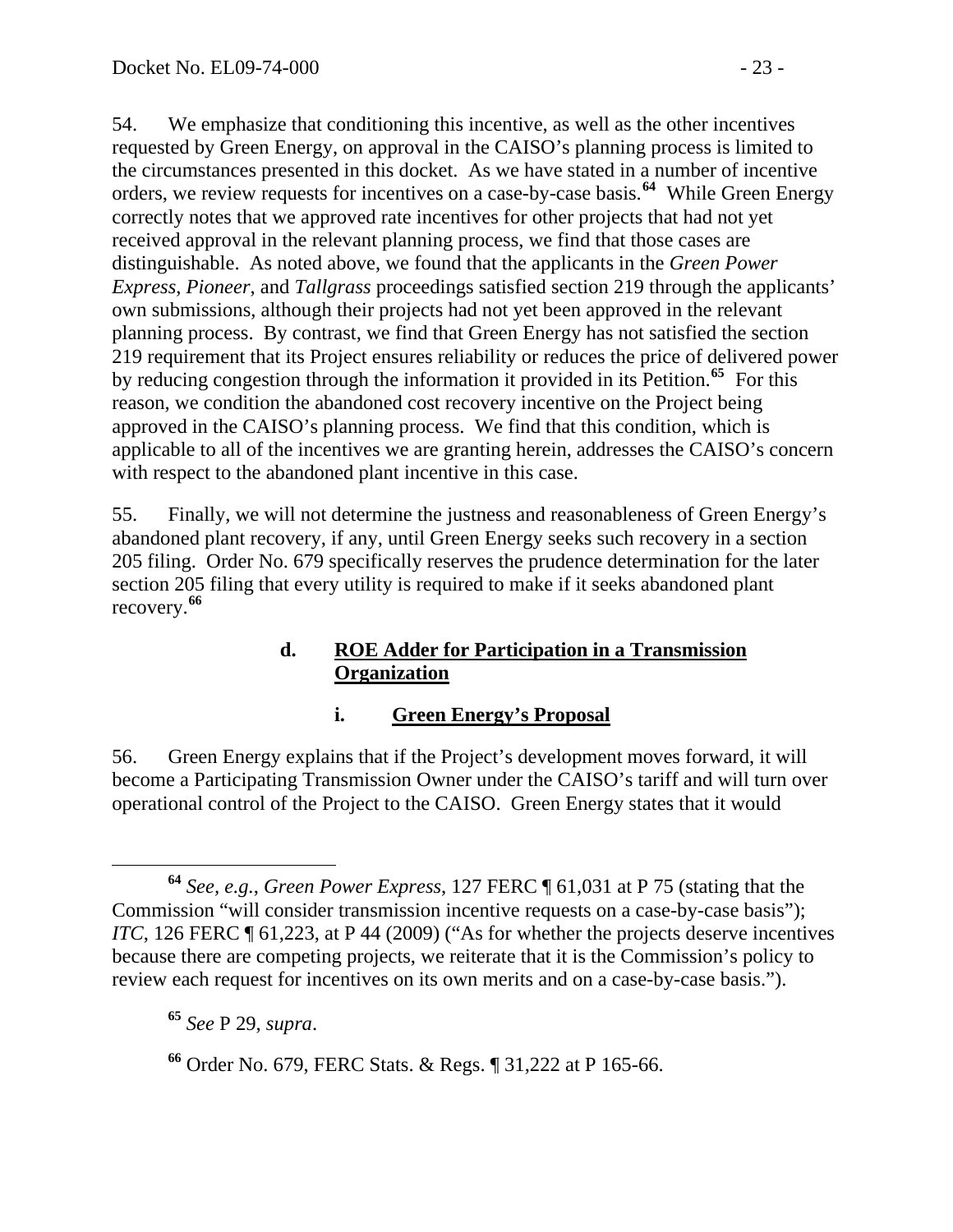54. We emphasize that conditioning this incentive, as well as the other incentives requested by Green Energy, on approval in the CAISO's planning process is limited to the circumstances presented in this docket. As we have stated in a number of incentive orders, we review requests for incentives on a case-by-case basis.[64] While Green Energy correctly notes that we approved rate incentives for other projects that had not yet received approval in the relevant planning process, we find that those cases are distinguishable. As noted above, we found that the applicants in the *Green Power Express*, *Pioneer*, and *Tallgrass* proceedings satisfied section 219 through the applicants' own submissions, although their projects had not yet been approved in the relevant planning process. By contrast, we find that Green Energy has not satisfied the section 219 requirement that its Project ensures reliability or reduces the price of delivered power by reducing congestion through the information it provided in its Petition.[65] For this reason, we condition the abandoned cost recovery incentive on the Project being approved in the CAISO's planning process. We find that this condition, which is applicable to all of the incentives we are granting herein, addresses the CAISO's concern with respect to the abandoned plant incentive in this case.

55. Finally, we will not determine the justness and reasonableness of Green Energy's abandoned plant recovery, if any, until Green Energy seeks such recovery in a section 205 filing. Order No. 679 specifically reserves the prudence determination for the later section 205 filing that every utility is required to make if it seeks abandoned plant recovery.[66]

#### d. ROE Adder for Participation in a Transmission Organization

##### i. Green Energy's Proposal

56. Green Energy explains that if the Project's development moves forward, it will become a Participating Transmission Owner under the CAISO's tariff and will turn over operational control of the Project to the CAISO. Green Energy states that it would

---

[64] *See, e.g.*, *Green Power Express*, 127 FERC ¶ 61,031 at P 75 (stating that the Commission "will consider transmission incentive requests on a case-by-case basis"); *ITC*, 126 FERC ¶ 61,223, at P 44 (2009) ("As for whether the projects deserve incentives because there are competing projects, we reiterate that it is the Commission's policy to review each request for incentives on its own merits and on a case-by-case basis.").

[65] *See* P 29, *supra*.

[66] Order No. 679, FERC Stats. & Regs. ¶ 31,222 at P 165-66.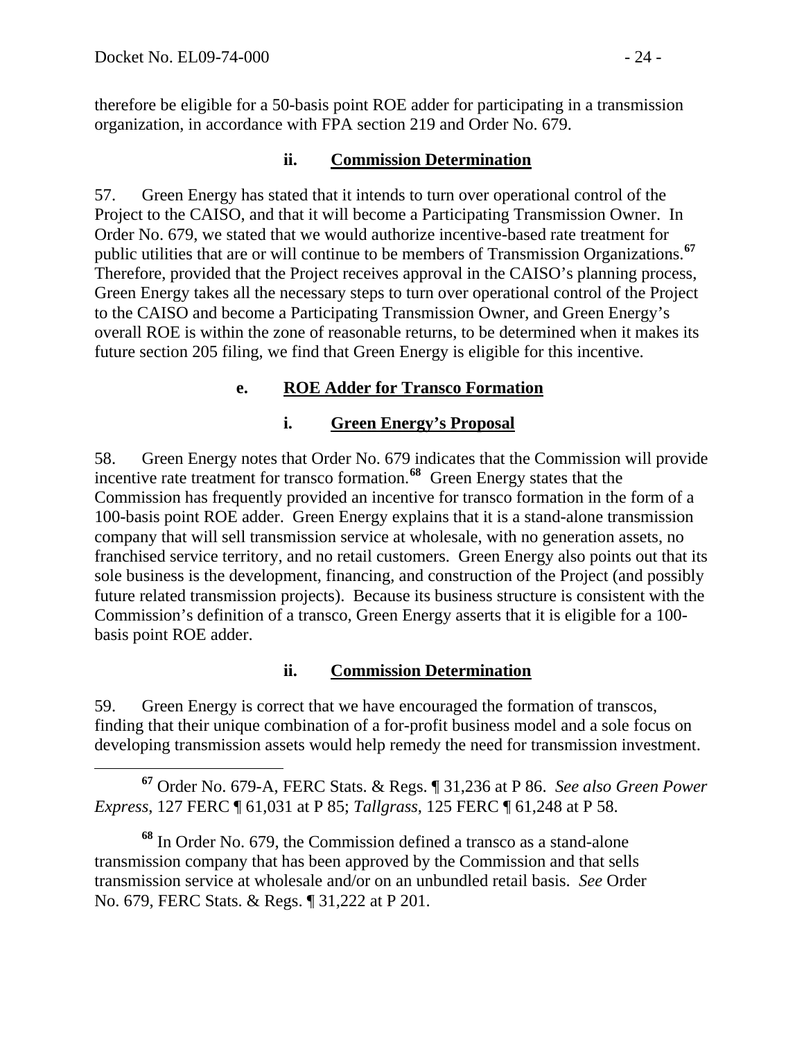therefore be eligible for a 50-basis point ROE adder for participating in a transmission organization, in accordance with FPA section 219 and Order No. 679.

#### ii. Commission Determination

57. Green Energy has stated that it intends to turn over operational control of the Project to the CAISO, and that it will become a Participating Transmission Owner. In Order No. 679, we stated that we would authorize incentive-based rate treatment for public utilities that are or will continue to be members of Transmission Organizations.[67] Therefore, provided that the Project receives approval in the CAISO's planning process, Green Energy takes all the necessary steps to turn over operational control of the Project to the CAISO and become a Participating Transmission Owner, and Green Energy's overall ROE is within the zone of reasonable returns, to be determined when it makes its future section 205 filing, we find that Green Energy is eligible for this incentive.

### e. ROE Adder for Transco Formation

#### i. Green Energy's Proposal

58. Green Energy notes that Order No. 679 indicates that the Commission will provide incentive rate treatment for transco formation.[68] Green Energy states that the Commission has frequently provided an incentive for transco formation in the form of a 100-basis point ROE adder. Green Energy explains that it is a stand-alone transmission company that will sell transmission service at wholesale, with no generation assets, no franchised service territory, and no retail customers. Green Energy also points out that its sole business is the development, financing, and construction of the Project (and possibly future related transmission projects). Because its business structure is consistent with the Commission's definition of a transco, Green Energy asserts that it is eligible for a 100-basis point ROE adder.

#### ii. Commission Determination

59. Green Energy is correct that we have encouraged the formation of transcos, finding that their unique combination of a for-profit business model and a sole focus on developing transmission assets would help remedy the need for transmission investment.

---

[67] Order No. 679-A, FERC Stats. & Regs. ¶ 31,236 at P 86. *See also Green Power Express*, 127 FERC ¶ 61,031 at P 85; *Tallgrass*, 125 FERC ¶ 61,248 at P 58.

[68] In Order No. 679, the Commission defined a transco as a stand-alone transmission company that has been approved by the Commission and that sells transmission service at wholesale and/or on an unbundled retail basis. *See* Order No. 679, FERC Stats. & Regs. ¶ 31,222 at P 201.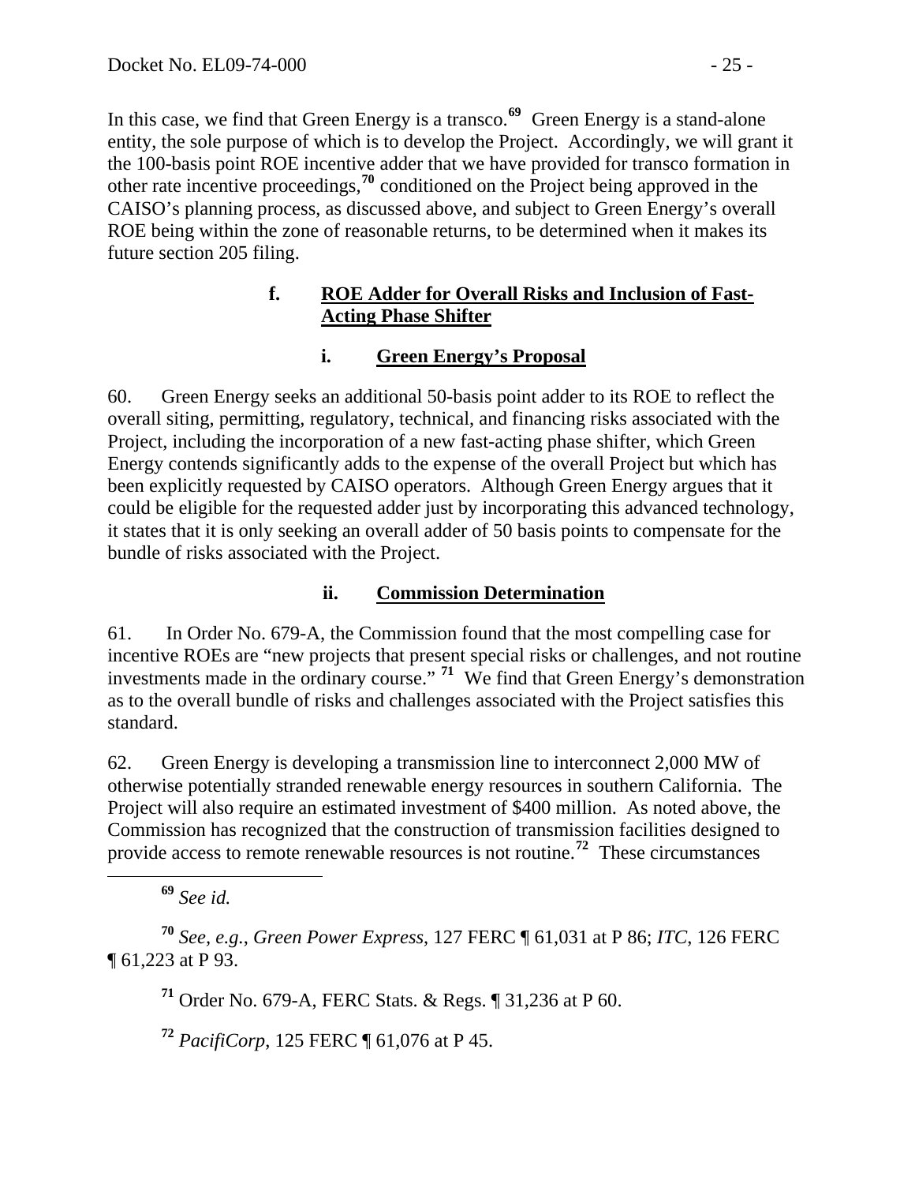In this case, we find that Green Energy is a transco.[69] Green Energy is a stand-alone entity, the sole purpose of which is to develop the Project. Accordingly, we will grant it the 100-basis point ROE incentive adder that we have provided for transco formation in other rate incentive proceedings,[70] conditioned on the Project being approved in the CAISO's planning process, as discussed above, and subject to Green Energy's overall ROE being within the zone of reasonable returns, to be determined when it makes its future section 205 filing.

### f. <u>ROE Adder for Overall Risks and Inclusion of Fast-Acting Phase Shifter</u>

#### i. <u>Green Energy's Proposal</u>

60. Green Energy seeks an additional 50-basis point adder to its ROE to reflect the overall siting, permitting, regulatory, technical, and financing risks associated with the Project, including the incorporation of a new fast-acting phase shifter, which Green Energy contends significantly adds to the expense of the overall Project but which has been explicitly requested by CAISO operators. Although Green Energy argues that it could be eligible for the requested adder just by incorporating this advanced technology, it states that it is only seeking an overall adder of 50 basis points to compensate for the bundle of risks associated with the Project.

#### ii. <u>Commission Determination</u>

61. In Order No. 679-A, the Commission found that the most compelling case for incentive ROEs are "new projects that present special risks or challenges, and not routine investments made in the ordinary course."[71] We find that Green Energy's demonstration as to the overall bundle of risks and challenges associated with the Project satisfies this standard.

62. Green Energy is developing a transmission line to interconnect 2,000 MW of otherwise potentially stranded renewable energy resources in southern California. The Project will also require an estimated investment of \$400 million. As noted above, the Commission has recognized that the construction of transmission facilities designed to provide access to remote renewable resources is not routine.[72] These circumstances

---

[69] *See id.*

[70] *See, e.g.*, *Green Power Express*, 127 FERC ¶ 61,031 at P 86; *ITC*, 126 FERC ¶ 61,223 at P 93.

[71] Order No. 679-A, FERC Stats. & Regs. ¶ 31,236 at P 60.

[72] *PacifiCorp*, 125 FERC ¶ 61,076 at P 45.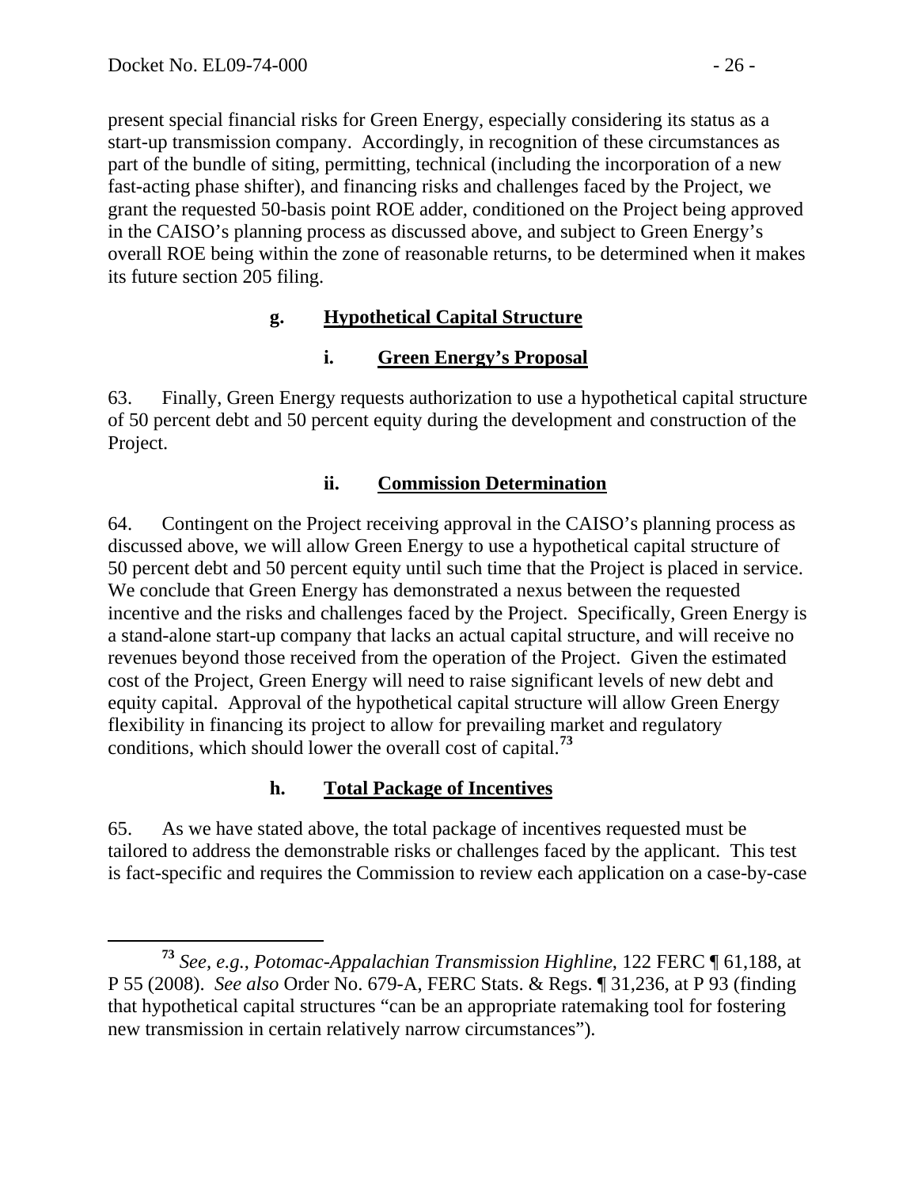present special financial risks for Green Energy, especially considering its status as a start-up transmission company. Accordingly, in recognition of these circumstances as part of the bundle of siting, permitting, technical (including the incorporation of a new fast-acting phase shifter), and financing risks and challenges faced by the Project, we grant the requested 50-basis point ROE adder, conditioned on the Project being approved in the CAISO's planning process as discussed above, and subject to Green Energy's overall ROE being within the zone of reasonable returns, to be determined when it makes its future section 205 filing.

### g. Hypothetical Capital Structure

#### i. Green Energy's Proposal

63. Finally, Green Energy requests authorization to use a hypothetical capital structure of 50 percent debt and 50 percent equity during the development and construction of the Project.

#### ii. Commission Determination

64. Contingent on the Project receiving approval in the CAISO's planning process as discussed above, we will allow Green Energy to use a hypothetical capital structure of 50 percent debt and 50 percent equity until such time that the Project is placed in service. We conclude that Green Energy has demonstrated a nexus between the requested incentive and the risks and challenges faced by the Project. Specifically, Green Energy is a stand-alone start-up company that lacks an actual capital structure, and will receive no revenues beyond those received from the operation of the Project. Given the estimated cost of the Project, Green Energy will need to raise significant levels of new debt and equity capital. Approval of the hypothetical capital structure will allow Green Energy flexibility in financing its project to allow for prevailing market and regulatory conditions, which should lower the overall cost of capital.[73]

### h. Total Package of Incentives

65. As we have stated above, the total package of incentives requested must be tailored to address the demonstrable risks or challenges faced by the applicant. This test is fact-specific and requires the Commission to review each application on a case-by-case

---

[73] *See, e.g.*, *Potomac-Appalachian Transmission Highline*, 122 FERC ¶ 61,188, at P 55 (2008). *See also* Order No. 679-A, FERC Stats. & Regs. ¶ 31,236, at P 93 (finding that hypothetical capital structures "can be an appropriate ratemaking tool for fostering new transmission in certain relatively narrow circumstances").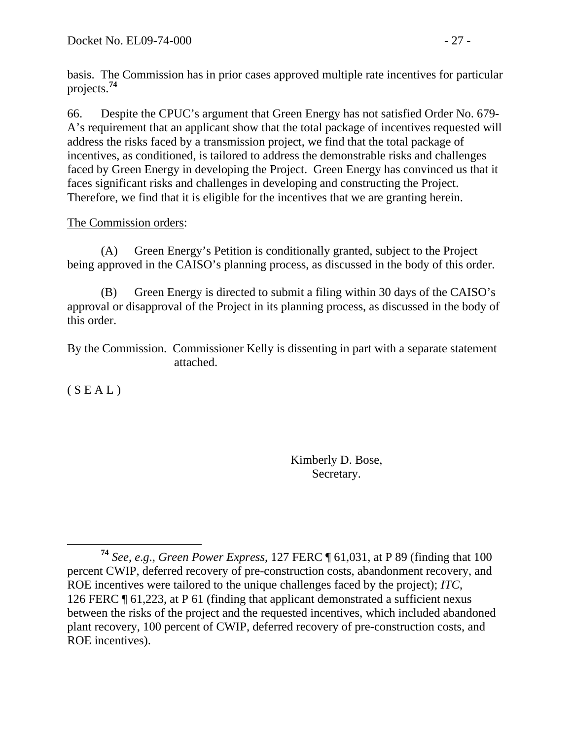basis. The Commission has in prior cases approved multiple rate incentives for particular projects.[74]

66. Despite the CPUC's argument that Green Energy has not satisfied Order No. 679-A's requirement that an applicant show that the total package of incentives requested will address the risks faced by a transmission project, we find that the total package of incentives, as conditioned, is tailored to address the demonstrable risks and challenges faced by Green Energy in developing the Project. Green Energy has convinced us that it faces significant risks and challenges in developing and constructing the Project. Therefore, we find that it is eligible for the incentives that we are granting herein.

The Commission orders:

(A) Green Energy's Petition is conditionally granted, subject to the Project being approved in the CAISO's planning process, as discussed in the body of this order.

(B) Green Energy is directed to submit a filing within 30 days of the CAISO's approval or disapproval of the Project in its planning process, as discussed in the body of this order.

By the Commission. Commissioner Kelly is dissenting in part with a separate statement attached.

( S E A L )

Kimberly D. Bose,
Secretary.

---

[74] *See*, *e.g.*, *Green Power Express*, 127 FERC ¶ 61,031, at P 89 (finding that 100 percent CWIP, deferred recovery of pre-construction costs, abandonment recovery, and ROE incentives were tailored to the unique challenges faced by the project); *ITC*, 126 FERC ¶ 61,223, at P 61 (finding that applicant demonstrated a sufficient nexus between the risks of the project and the requested incentives, which included abandoned plant recovery, 100 percent of CWIP, deferred recovery of pre-construction costs, and ROE incentives).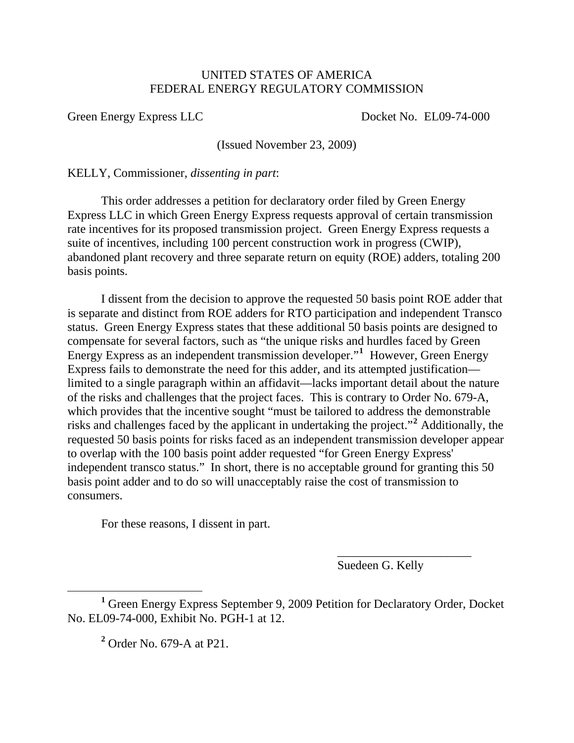UNITED STATES OF AMERICA
FEDERAL ENERGY REGULATORY COMMISSION

Green Energy Express LLC                                                    Docket No. EL09-74-000

(Issued November 23, 2009)

KELLY, Commissioner, *dissenting in part*:

This order addresses a petition for declaratory order filed by Green Energy Express LLC in which Green Energy Express requests approval of certain transmission rate incentives for its proposed transmission project. Green Energy Express requests a suite of incentives, including 100 percent construction work in progress (CWIP), abandoned plant recovery and three separate return on equity (ROE) adders, totaling 200 basis points.

I dissent from the decision to approve the requested 50 basis point ROE adder that is separate and distinct from ROE adders for RTO participation and independent Transco status. Green Energy Express states that these additional 50 basis points are designed to compensate for several factors, such as "the unique risks and hurdles faced by Green Energy Express as an independent transmission developer."[1] However, Green Energy Express fails to demonstrate the need for this adder, and its attempted justification—limited to a single paragraph within an affidavit—lacks important detail about the nature of the risks and challenges that the project faces. This is contrary to Order No. 679-A, which provides that the incentive sought "must be tailored to address the demonstrable risks and challenges faced by the applicant in undertaking the project."[2] Additionally, the requested 50 basis points for risks faced as an independent transmission developer appear to overlap with the 100 basis point adder requested "for Green Energy Express' independent transco status." In short, there is no acceptable ground for granting this 50 basis point adder and to do so will unacceptably raise the cost of transmission to consumers.

For these reasons, I dissent in part.

\_\_\_\_\_\_\_\_\_\_\_\_\_\_\_\_\_\_\_\_\_\_\_\_
Suedeen G. Kelly

[1] Green Energy Express September 9, 2009 Petition for Declaratory Order, Docket No. EL09-74-000, Exhibit No. PGH-1 at 12.

[2] Order No. 679-A at P21.